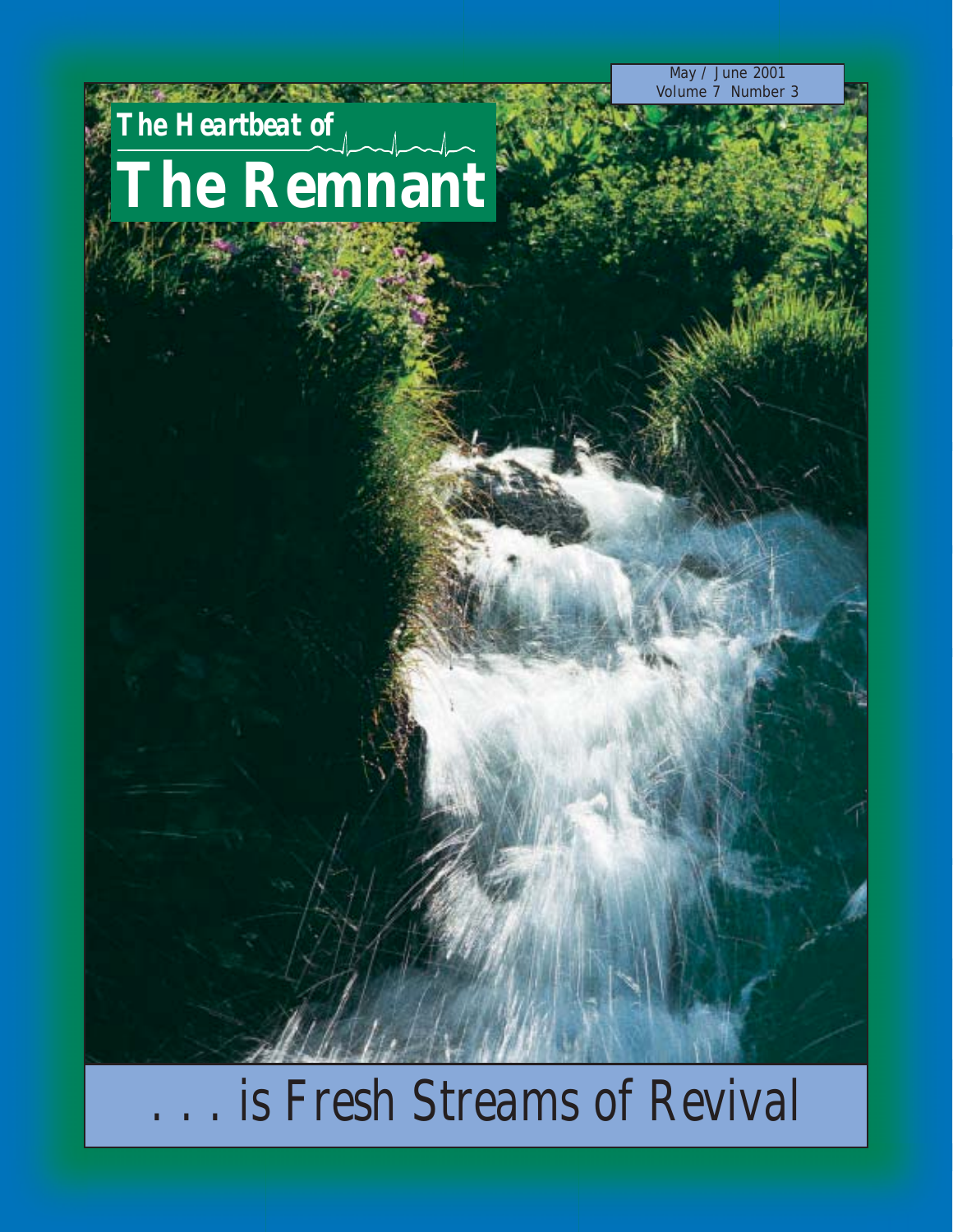May / June 2001
Volume 7 Number 3

# The Heartbeat of The Remnant

. . . is Fresh Streams of Revival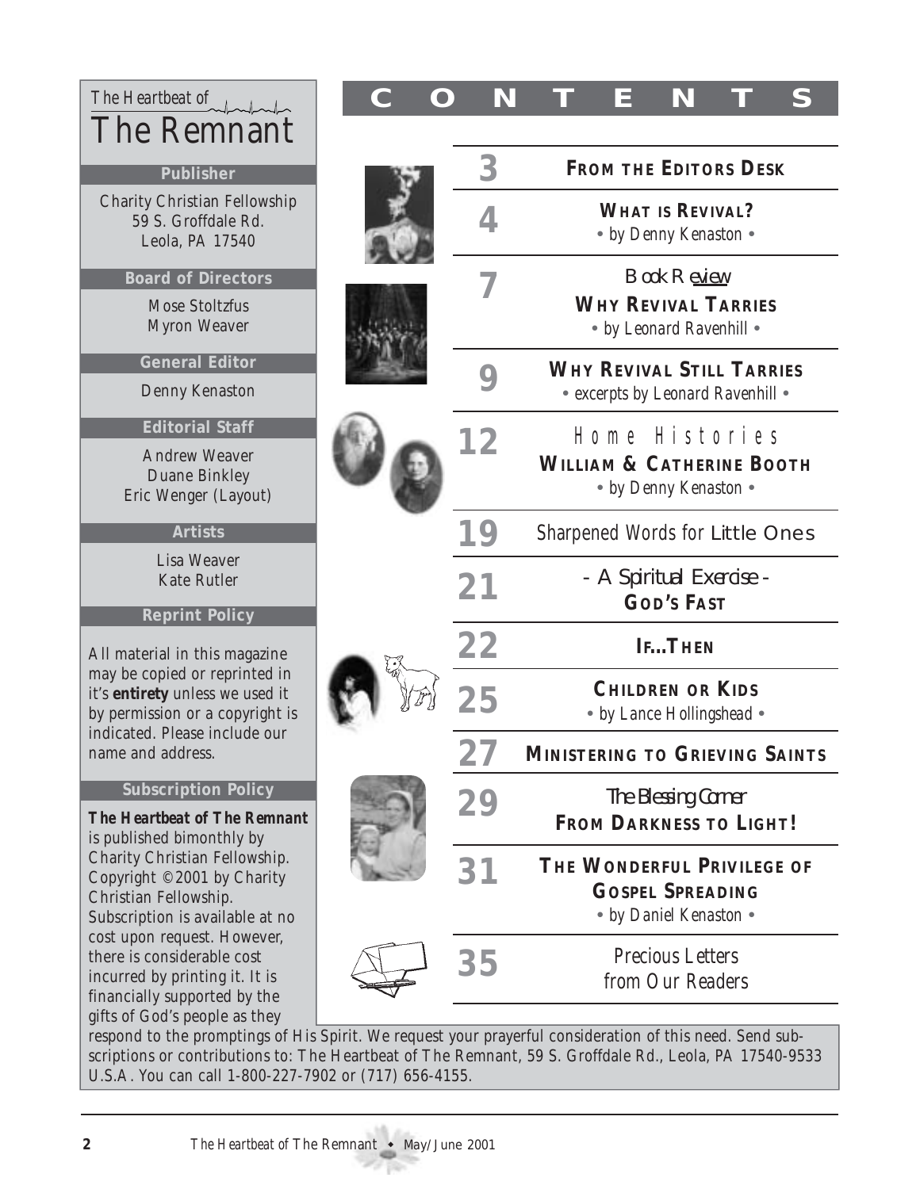*The Heartbeat of*
# The Remnant

### Publisher

Charity Christian Fellowship
59 S. Groffdale Rd.
Leola, PA 17540

### Board of Directors

Mose Stoltzfus
Myron Weaver

### General Editor

Denny Kenaston

### Editorial Staff

Andrew Weaver
Duane Binkley
Eric Wenger (Layout)

### Artists

Lisa Weaver
Kate Rutler

### Reprint Policy

All material in this magazine may be copied or reprinted in it's **entirety** unless we used it by permission or a copyright is indicated. Please include our name and address.

### Subscription Policy

***The Heartbeat of The Remnant*** is published bimonthly by Charity Christian Fellowship. Copyright ©2001 by Charity Christian Fellowship. Subscription is available at no cost upon request. However, there is considerable cost incurred by printing it. It is financially supported by the gifts of God's people as they respond to the promptings of His Spirit. We request your prayerful consideration of this need. Send subscriptions or contributions to: The Heartbeat of The Remnant, 59 S. Groffdale Rd., Leola, PA 17540-9533 U.S.A. You can call 1-800-227-7902 or (717) 656-4155.

## CONTENTS

| Page | Article |
|---|---|
| 3 | **FROM THE EDITORS DESK** |
| 4 | **WHAT IS REVIVAL?** • by Denny Kenaston • |
| 7 | *Book Review* **WHY REVIVAL TARRIES** • by Leonard Ravenhill • |
| 9 | **WHY REVIVAL STILL TARRIES** • excerpts by Leonard Ravenhill • |
| 12 | *Home Histories* **WILLIAM & CATHERINE BOOTH** • by Denny Kenaston • |
| 19 | *Sharpened Words for Little Ones* |
| 21 | *- A Spiritual Exercise -* **GOD'S FAST** |
| 22 | **IF...THEN** |
| 25 | **CHILDREN OR KIDS** • by Lance Hollingshead • |
| 27 | **MINISTERING TO GRIEVING SAINTS** |
| 29 | *The Blessing Corner* **FROM DARKNESS TO LIGHT!** |
| 31 | **THE WONDERFUL PRIVILEGE OF GOSPEL SPREADING** • by Daniel Kenaston • |
| 35 | *Precious Letters from Our Readers* |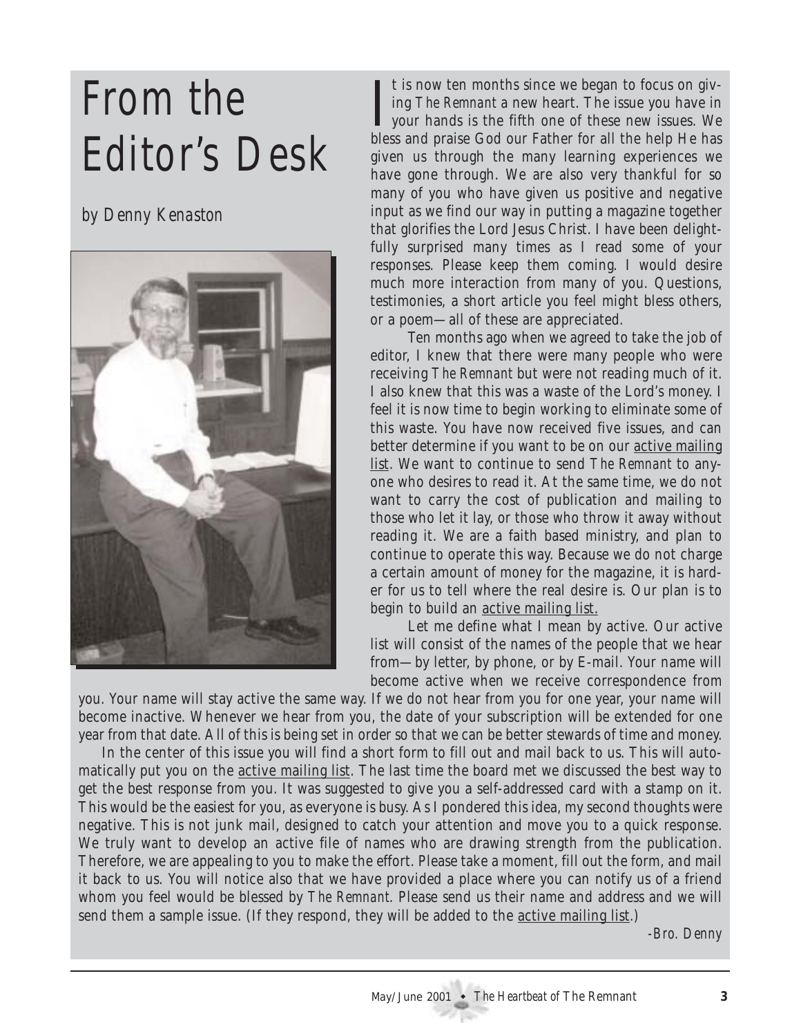# From the Editor's Desk

*by Denny Kenaston*

It is now ten months since we began to focus on giving *The Remnant* a new heart. The issue you have in your hands is the fifth one of these new issues. We bless and praise God our Father for all the help He has given us through the many learning experiences we have gone through. We are also very thankful for so many of you who have given us positive and negative input as we find our way in putting a magazine together that glorifies the Lord Jesus Christ. I have been delightfully surprised many times as I read some of your responses. Please keep them coming. I would desire much more interaction from many of you. Questions, testimonies, a short article you feel might bless others, or a poem—all of these are appreciated.

Ten months ago when we agreed to take the job of editor, I knew that there were many people who were receiving *The Remnant* but were not reading much of it. I also knew that this was a waste of the Lord's money. I feel it is now time to begin working to eliminate some of this waste. You have now received five issues, and can better determine if you want to be on our active mailing list. We want to continue to send *The Remnant* to anyone who desires to read it. At the same time, we do not want to carry the cost of publication and mailing to those who let it lay, or those who throw it away without reading it. We are a faith based ministry, and plan to continue to operate this way. Because we do not charge a certain amount of money for the magazine, it is harder for us to tell where the real desire is. Our plan is to begin to build an active mailing list.

Let me define what I mean by active. Our active list will consist of the names of the people that we hear from—by letter, by phone, or by E-mail. Your name will become active when we receive correspondence from you. Your name will stay active the same way. If we do not hear from you for one year, your name will become inactive. Whenever we hear from you, the date of your subscription will be extended for one year from that date. All of this is being set in order so that we can be better stewards of time and money.

In the center of this issue you will find a short form to fill out and mail back to us. This will automatically put you on the active mailing list. The last time the board met we discussed the best way to get the best response from you. It was suggested to give you a self-addressed card with a stamp on it. This would be the easiest for you, as everyone is busy. As I pondered this idea, my second thoughts were negative. This is not junk mail, designed to catch your attention and move you to a quick response. We truly want to develop an active file of names who are drawing strength from the publication. Therefore, we are appealing to you to make the effort. Please take a moment, fill out the form, and mail it back to us. You will notice also that we have provided a place where you can notify us of a friend whom you feel would be blessed by *The Remnant*. Please send us their name and address and we will send them a sample issue. (If they respond, they will be added to the active mailing list.)

-Bro. Denny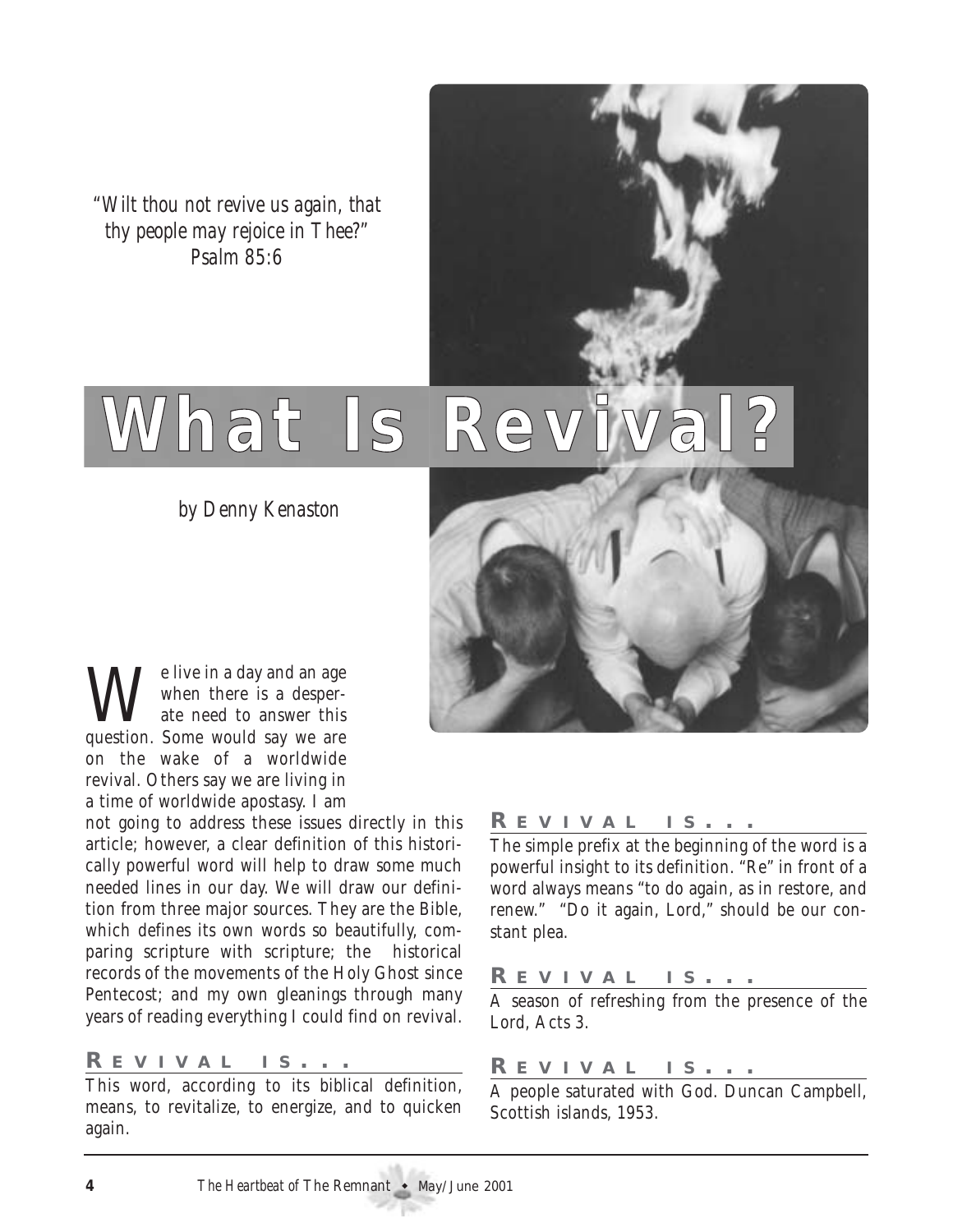*"Wilt thou not revive us again, that thy people may rejoice in Thee?"*
*Psalm 85:6*

# What Is Revival?

*by Denny Kenaston*

We live in a day and an age when there is a desperate need to answer this question. Some would say we are on the wake of a worldwide revival. Others say we are living in a time of worldwide apostasy. I am not going to address these issues directly in this article; however, a clear definition of this historically powerful word will help to draw some much needed lines in our day. We will draw our definition from three major sources. They are the Bible, which defines its own words so beautifully, comparing scripture with scripture; the historical records of the movements of the Holy Ghost since Pentecost; and my own gleanings through many years of reading everything I could find on revival.

## REVIVAL IS . . .

This word, according to its biblical definition, means, to revitalize, to energize, and to quicken again.

## REVIVAL IS . . .

The simple prefix at the beginning of the word is a powerful insight to its definition. "Re" in front of a word always means "to do again, as in restore, and renew." "Do it again, Lord," should be our constant plea.

## REVIVAL IS . . .

A season of refreshing from the presence of the Lord, Acts 3.

## REVIVAL IS . . .

A people saturated with God. Duncan Campbell, Scottish islands, 1953.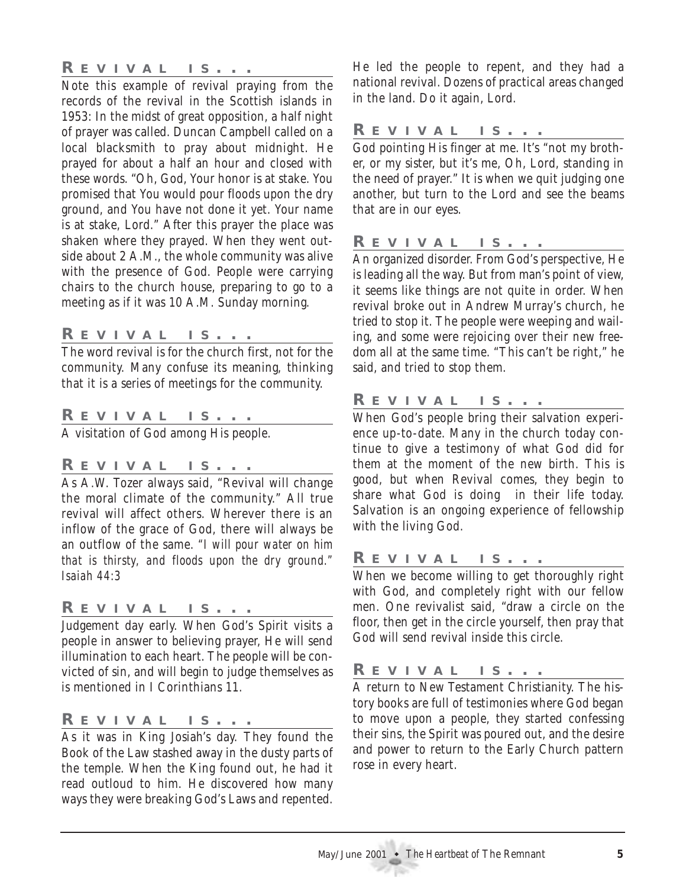## Revival is . . .

Note this example of revival praying from the records of the revival in the Scottish islands in 1953: In the midst of great opposition, a half night of prayer was called. Duncan Campbell called on a local blacksmith to pray about midnight. He prayed for about a half an hour and closed with these words. "Oh, God, Your honor is at stake. You promised that You would pour floods upon the dry ground, and You have not done it yet. Your name is at stake, Lord." After this prayer the place was shaken where they prayed. When they went outside about 2 A.M., the whole community was alive with the presence of God. People were carrying chairs to the church house, preparing to go to a meeting as if it was 10 A.M. Sunday morning.

## Revival is . . .

The word revival is for the church first, not for the community. Many confuse its meaning, thinking that it is a series of meetings for the community.

## Revival is . . .

A visitation of God among His people.

## Revival is . . .

As A.W. Tozer always said, "Revival will change the moral climate of the community." All true revival will affect others. Wherever there is an inflow of the grace of God, there will always be an outflow of the same. *"I will pour water on him that is thirsty, and floods upon the dry ground." Isaiah 44:3*

## Revival is . . .

Judgement day early. When God's Spirit visits a people in answer to believing prayer, He will send illumination to each heart. The people will be convicted of sin, and will begin to judge themselves as is mentioned in I Corinthians 11.

## Revival is . . .

As it was in King Josiah's day. They found the Book of the Law stashed away in the dusty parts of the temple. When the King found out, he had it read outloud to him. He discovered how many ways they were breaking God's Laws and repented. He led the people to repent, and they had a national revival. Dozens of practical areas changed in the land. Do it again, Lord.

## Revival is . . .

God pointing His finger at me. It's "not my brother, or my sister, but it's me, Oh, Lord, standing in the need of prayer." It is when we quit judging one another, but turn to the Lord and see the beams that are in our eyes.

## Revival is . . .

An organized disorder. From God's perspective, He is leading all the way. But from man's point of view, it seems like things are not quite in order. When revival broke out in Andrew Murray's church, he tried to stop it. The people were weeping and wailing, and some were rejoicing over their new freedom all at the same time. "This can't be right," he said, and tried to stop them.

## Revival is . . .

When God's people bring their salvation experience up-to-date. Many in the church today continue to give a testimony of what God did for them at the moment of the new birth. This is good, but when Revival comes, they begin to share what God is doing in their life today. Salvation is an ongoing experience of fellowship with the living God.

## Revival is . . .

When we become willing to get thoroughly right with God, and completely right with our fellow men. One revivalist said, "draw a circle on the floor, then get in the circle yourself, then pray that God will send revival inside this circle.

## Revival is . . .

A return to New Testament Christianity. The history books are full of testimonies where God began to move upon a people, they started confessing their sins, the Spirit was poured out, and the desire and power to return to the Early Church pattern rose in every heart.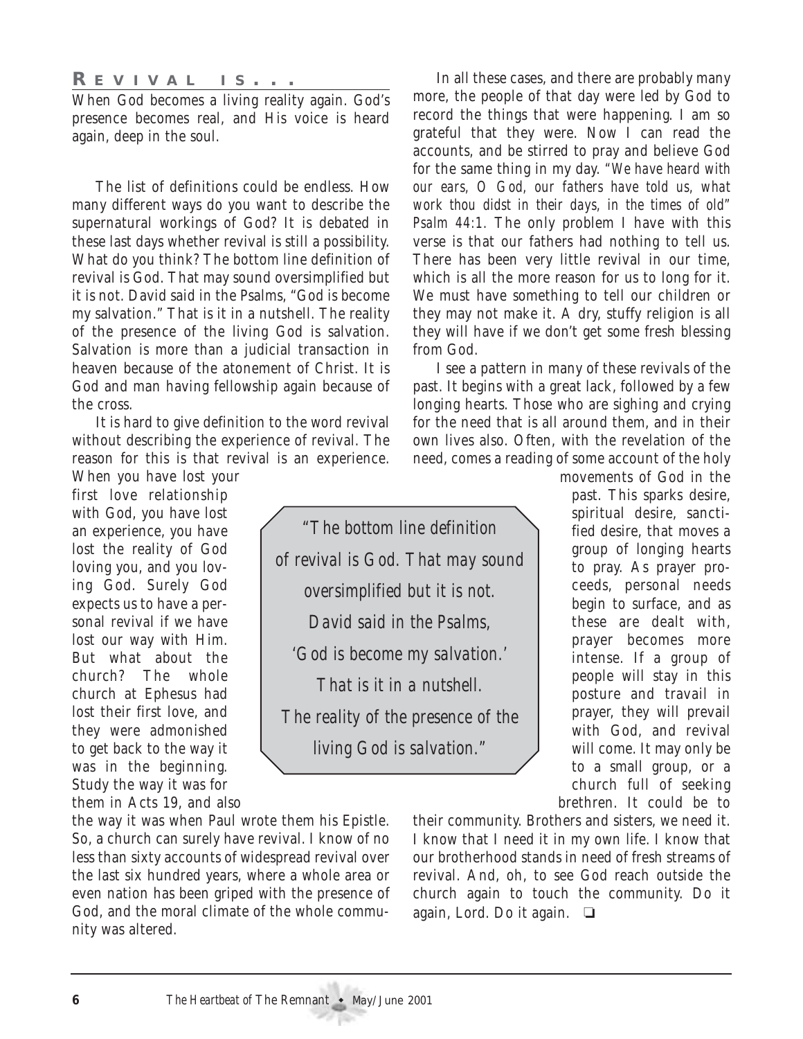## Revival is...

When God becomes a living reality again. God's presence becomes real, and His voice is heard again, deep in the soul.

The list of definitions could be endless. How many different ways do you want to describe the supernatural workings of God? It is debated in these last days whether revival is still a possibility. What do you think? The bottom line definition of revival is God. That may sound oversimplified but it is not. David said in the Psalms, "God is become my salvation." That is it in a nutshell. The reality of the presence of the living God is salvation. Salvation is more than a judicial transaction in heaven because of the atonement of Christ. It is God and man having fellowship again because of the cross.

It is hard to give definition to the word revival without describing the experience of revival. The reason for this is that revival is an experience. When you have lost your first love relationship with God, you have lost an experience, you have lost the reality of God loving you, and you loving God. Surely God expects us to have a personal revival if we have lost our way with Him. But what about the church? The whole church at Ephesus had lost their first love, and they were admonished to get back to the way it was in the beginning. Study the way it was for them in Acts 19, and also the way it was when Paul wrote them his Epistle. So, a church can surely have revival. I know of no less than sixty accounts of widespread revival over the last six hundred years, where a whole area or even nation has been griped with the presence of God, and the moral climate of the whole community was altered.

> *"The bottom line definition of revival is God. That may sound oversimplified but it is not. David said in the Psalms, 'God is become my salvation.' That is it in a nutshell. The reality of the presence of the living God is salvation."*

In all these cases, and there are probably many more, the people of that day were led by God to record the things that were happening. I am so grateful that they were. Now I can read the accounts, and be stirred to pray and believe God for the same thing in my day. *"We have heard with our ears, O God, our fathers have told us, what work thou didst in their days, in the times of old" Psalm 44:1.* The only problem I have with this verse is that our fathers had nothing to tell us. There has been very little revival in our time, which is all the more reason for us to long for it. We must have something to tell our children or they may not make it. A dry, stuffy religion is all they will have if we don't get some fresh blessing from God.

I see a pattern in many of these revivals of the past. It begins with a great lack, followed by a few longing hearts. Those who are sighing and crying for the need that is all around them, and in their own lives also. Often, with the revelation of the need, comes a reading of some account of the holy movements of God in the past. This sparks desire, spiritual desire, sanctified desire, that moves a group of longing hearts to pray. As prayer proceeds, personal needs begin to surface, and as these are dealt with, prayer becomes more intense. If a group of people will stay in this posture and travail in prayer, they will prevail with God, and revival will come. It may only be to a small group, or a church full of seeking brethren. It could be to their community. Brothers and sisters, we need it. I know that I need it in my own life. I know that our brotherhood stands in need of fresh streams of revival. And, oh, to see God reach outside the church again to touch the community. Do it again, Lord. Do it again. ❑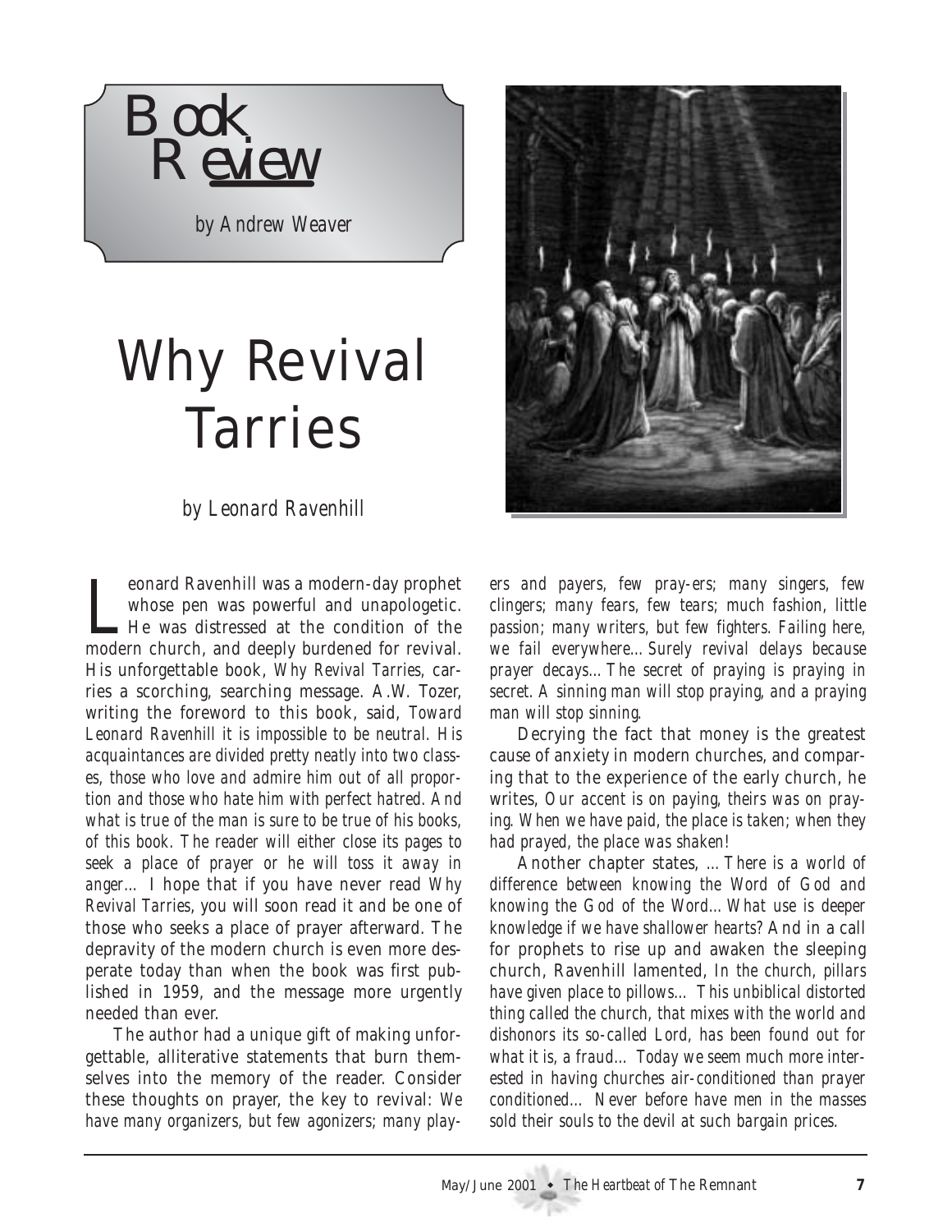## Book Review

*by Andrew Weaver*

# Why Revival Tarries

*by Leonard Ravenhill*

Leonard Ravenhill was a modern-day prophet whose pen was powerful and unapologetic. He was distressed at the condition of the modern church, and deeply burdened for revival. His unforgettable book, *Why Revival Tarries*, carries a scorching, searching message. A.W. Tozer, writing the foreword to this book, said, *Toward Leonard Ravenhill it is impossible to be neutral. His acquaintances are divided pretty neatly into two classes, those who love and admire him out of all proportion and those who hate him with perfect hatred. And what is true of the man is sure to be true of his books, of this book. The reader will either close its pages to seek a place of prayer or he will toss it away in anger...* I hope that if you have never read *Why Revival Tarries*, you will soon read it and be one of those who seeks a place of prayer afterward. The depravity of the modern church is even more desperate today than when the book was first published in 1959, and the message more urgently needed than ever.

The author had a unique gift of making unforgettable, alliterative statements that burn themselves into the memory of the reader. Consider these thoughts on prayer, the key to revival: *We have many organizers, but few agonizers; many players and payers, few pray-ers; many singers, few clingers; many fears, few tears; much fashion, little passion; many writers, but few fighters. Failing here, we fail everywhere... Surely revival delays because prayer decays... The secret of praying is praying in secret. A sinning man will stop praying, and a praying man will stop sinning.*

Decrying the fact that money is the greatest cause of anxiety in modern churches, and comparing that to the experience of the early church, he writes, *Our accent is on paying, theirs was on praying. When we have paid, the place is taken; when they had prayed, the place was shaken!*

Another chapter states, *...There is a world of difference between knowing the Word of God and knowing the God of the Word... What use is deeper knowledge if we have shallower hearts?* And in a call for prophets to rise up and awaken the sleeping church, Ravenhill lamented, *In the church, pillars have given place to pillows... This unbiblical distorted thing called the church, that mixes with the world and dishonors its so-called Lord, has been found out for what it is, a fraud... Today we seem much more interested in having churches air-conditioned than prayer conditioned... Never before have men in the masses sold their souls to the devil at such bargain prices.*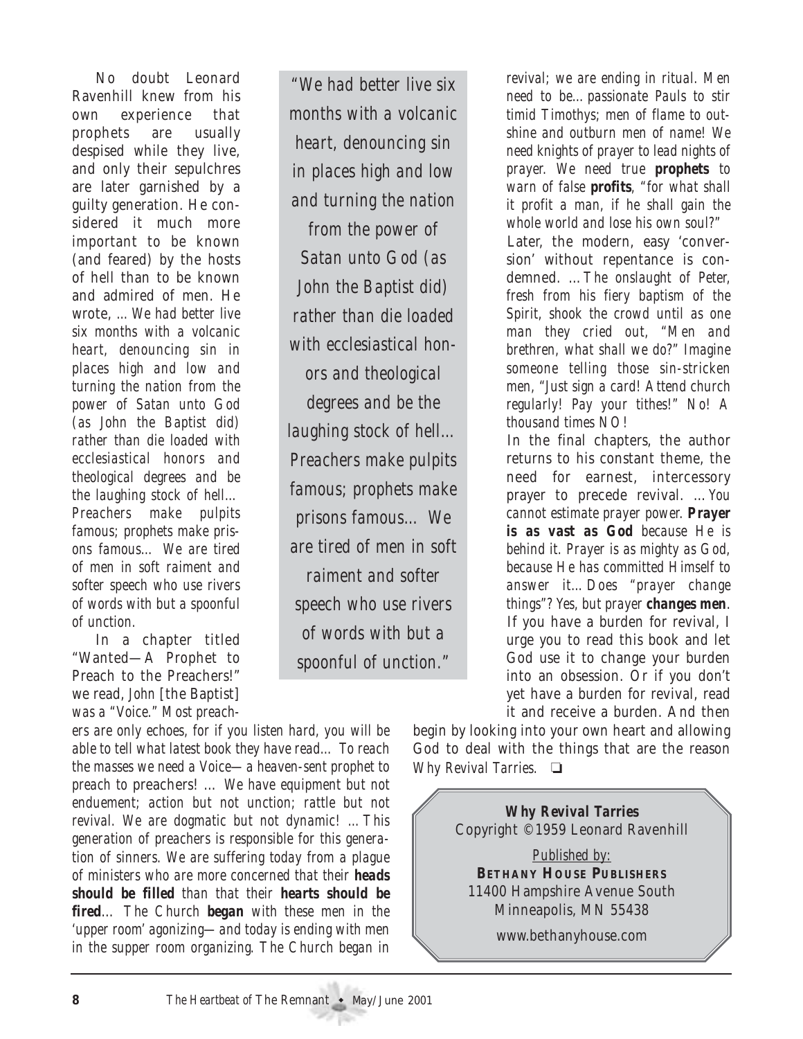No doubt Leonard Ravenhill knew from his own experience that prophets are usually despised while they live, and only their sepulchres are later garnished by a guilty generation. He considered it much more important to be known (and feared) by the hosts of hell than to be known and admired of men. He wrote, *...We had better live six months with a volcanic heart, denouncing sin in places high and low and turning the nation from the power of Satan unto God (as John the Baptist did) rather than die loaded with ecclesiastical honors and theological degrees and be the laughing stock of hell... Preachers make pulpits famous; prophets make prisons famous... We are tired of men in soft raiment and softer speech who use rivers of words with but a spoonful of unction.*

> "We had better live six months with a volcanic heart, denouncing sin in places high and low and turning the nation from the power of Satan unto God (as John the Baptist did) rather than die loaded with ecclesiastical honors and theological degrees and be the laughing stock of hell... Preachers make pulpits famous; prophets make prisons famous... We are tired of men in soft raiment and softer speech who use rivers of words with but a spoonful of unction."

In a chapter titled "Wanted—A Prophet to Preach to the Preachers!" we read, *John [the Baptist] was a "Voice." Most preachers are only echoes, for if you listen hard, you will be able to tell what latest book they have read... To reach the masses we need a Voice—a heaven-sent prophet to preach to preachers! ... We have equipment but not enduement; action but not unction; rattle but not revival. We are dogmatic but not dynamic! ...This generation of preachers is responsible for this generation of sinners. We are suffering today from a plague of ministers who are more concerned that their* ***heads should be filled*** *than that their* ***hearts should be fired****... The Church* ***began*** *with these men in the 'upper room' agonizing—and today is ending with men in the supper room organizing. The Church began in revival; we are ending in ritual. Men need to be...passionate Pauls to stir timid Timothys; men of flame to outshine and outburn men of name! We need knights of prayer to lead nights of prayer. We need true* ***prophets*** *to warn of false* ***profits****, "for what shall it profit a man, if he shall gain the whole world and lose his own soul?"*

Later, the modern, easy 'conversion' without repentance is condemned. *...The onslaught of Peter, fresh from his fiery baptism of the Spirit, shook the crowd until as one man they cried out, "Men and brethren, what shall we do?" Imagine someone telling those sin-stricken men, "Just sign a card! Attend church regularly! Pay your tithes!" No! A thousand times NO!*

In the final chapters, the author returns to his constant theme, the need for earnest, intercessory prayer to precede revival. *...You cannot estimate prayer power.* ***Prayer is as vast as God*** *because He is behind it. Prayer is as mighty as God, because He has committed Himself to answer it...Does "prayer change things"? Yes, but prayer* ***changes men****.*

If you have a burden for revival, I urge you to read this book and let God use it to change your burden into an obsession. Or if you don't yet have a burden for revival, read it and receive a burden. And then begin by looking into your own heart and allowing God to deal with the things that are the reason *Why Revival Tarries*. ❑

**Why Revival Tarries**
Copyright ©1959 Leonard Ravenhill

Published by:
**BETHANY HOUSE PUBLISHERS**
11400 Hampshire Avenue South
Minneapolis, MN 55438

www.bethanyhouse.com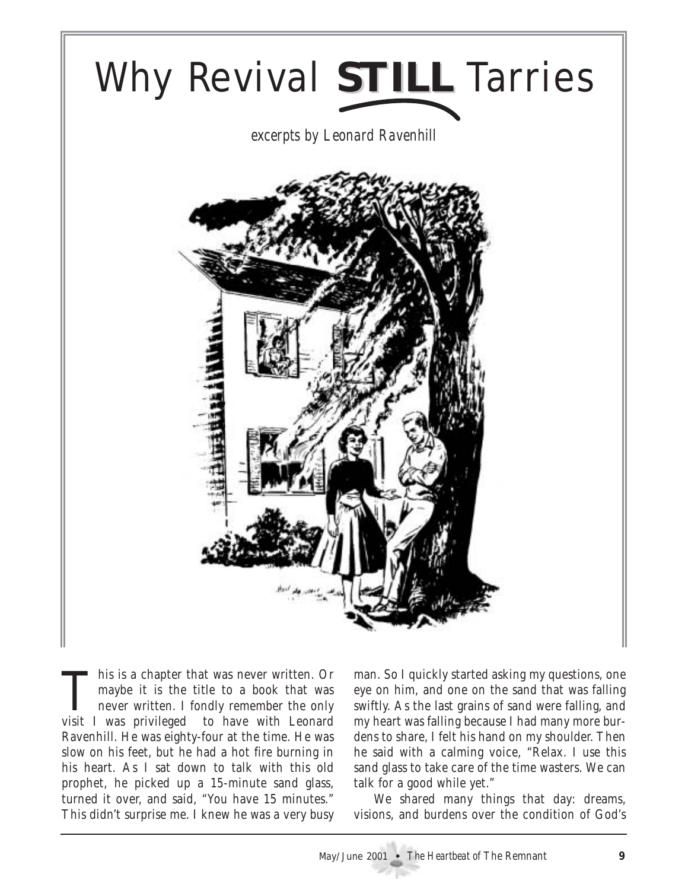# Why Revival STILL Tarries

*excerpts by Leonard Ravenhill*

This is a chapter that was never written. Or maybe it is the title to a book that was never written. I fondly remember the only visit I was privileged to have with Leonard Ravenhill. He was eighty-four at the time. He was slow on his feet, but he had a hot fire burning in his heart. As I sat down to talk with this old prophet, he picked up a 15-minute sand glass, turned it over, and said, "You have 15 minutes." This didn't surprise me. I knew he was a very busy man. So I quickly started asking my questions, one eye on him, and one on the sand that was falling swiftly. As the last grains of sand were falling, and my heart was falling because I had many more burdens to share, I felt his hand on my shoulder. Then he said with a calming voice, "Relax. I use this sand glass to take care of the time wasters. We can talk for a good while yet."

We shared many things that day: dreams, visions, and burdens over the condition of God's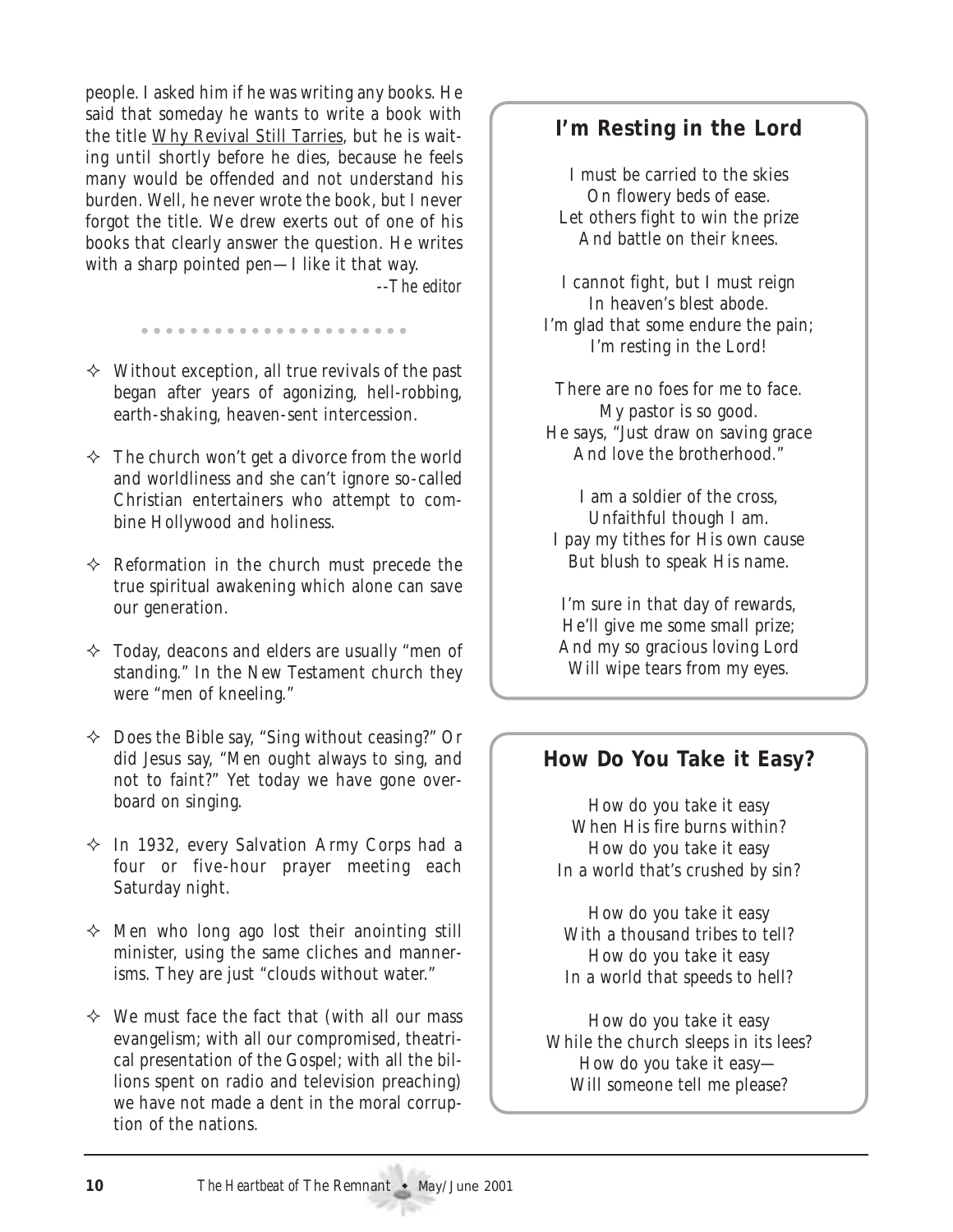people. I asked him if he was writing any books. He said that someday he wants to write a book with the title Why Revival Still Tarries, but he is waiting until shortly before he dies, because he feels many would be offended and not understand his burden. Well, he never wrote the book, but I never forgot the title. We drew exerts out of one of his books that clearly answer the question. He writes with a sharp pointed pen—I like it that way.

*--The editor*

- Without exception, all true revivals of the past began after years of agonizing, hell-robbing, earth-shaking, heaven-sent intercession.

- The church won't get a divorce from the world and worldliness and she can't ignore so-called Christian entertainers who attempt to combine Hollywood and holiness.

- Reformation in the church must precede the true spiritual awakening which alone can save our generation.

- Today, deacons and elders are usually "men of standing." In the New Testament church they were "men of kneeling."

- Does the Bible say, "Sing without ceasing?" Or did Jesus say, "Men ought always to sing, and not to faint?" Yet today we have gone overboard on singing.

- In 1932, every Salvation Army Corps had a four or five-hour prayer meeting each Saturday night.

- Men who long ago lost their anointing still minister, using the same cliches and mannerisms. They are just "clouds without water."

- We must face the fact that (with all our mass evangelism; with all our compromised, theatrical presentation of the Gospel; with all the billions spent on radio and television preaching) we have not made a dent in the moral corruption of the nations.

## I'm Resting in the Lord

I must be carried to the skies
On flowery beds of ease.
Let others fight to win the prize
And battle on their knees.

I cannot fight, but I must reign
In heaven's blest abode.
I'm glad that some endure the pain;
I'm resting in the Lord!

There are no foes for me to face.
My pastor is so good.
He says, "Just draw on saving grace
And love the brotherhood."

I am a soldier of the cross,
Unfaithful though I am.
I pay my tithes for His own cause
But blush to speak His name.

I'm sure in that day of rewards,
He'll give me some small prize;
And my so gracious loving Lord
Will wipe tears from my eyes.

## How Do You Take it Easy?

How do you take it easy
When His fire burns within?
How do you take it easy
In a world that's crushed by sin?

How do you take it easy
With a thousand tribes to tell?
How do you take it easy
In a world that speeds to hell?

How do you take it easy
While the church sleeps in its lees?
How do you take it easy—
Will someone tell me please?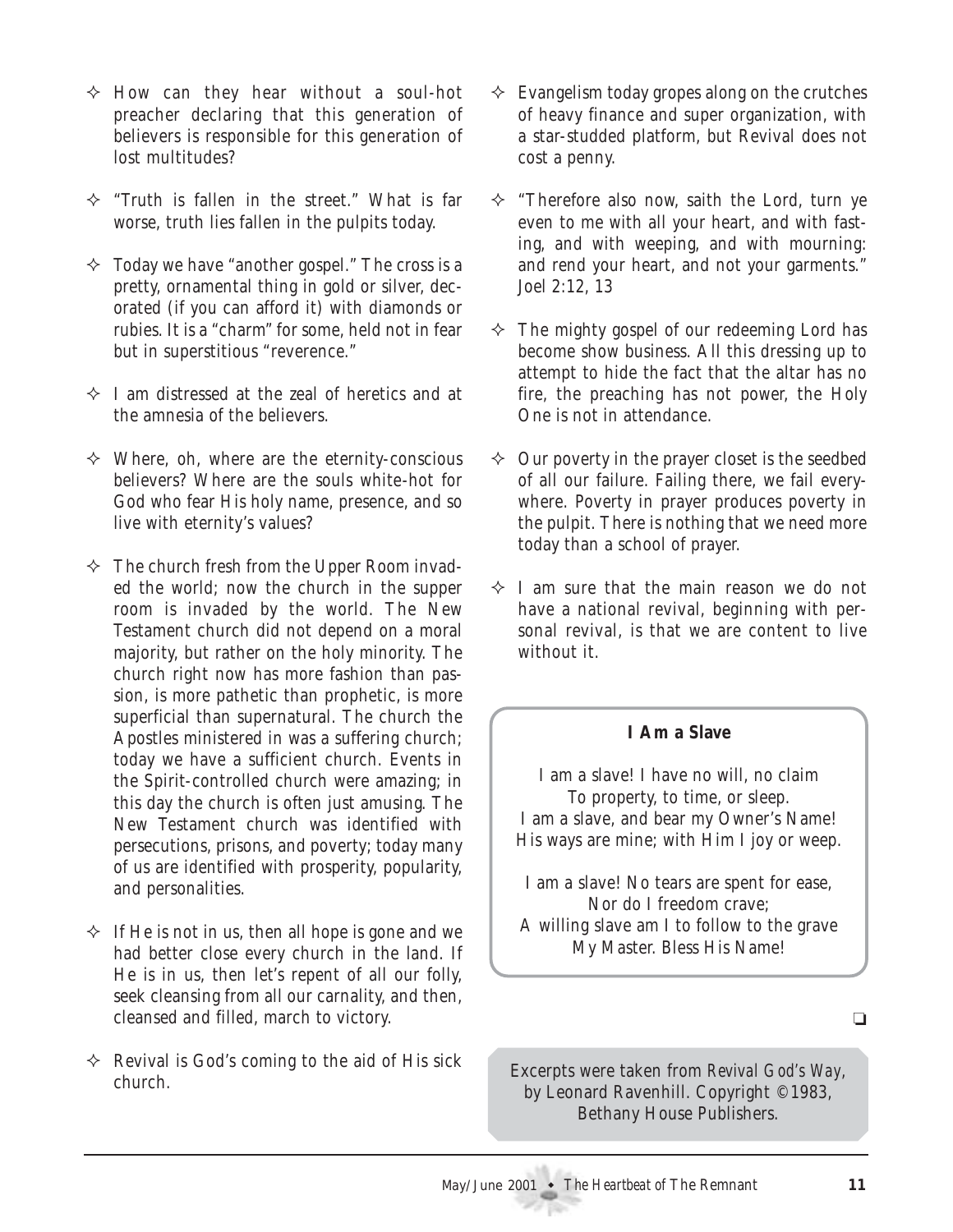- ✧ How can they hear without a soul-hot preacher declaring that this generation of believers is responsible for this generation of lost multitudes?

- ✧ "Truth is fallen in the street." What is far worse, truth lies fallen in the pulpits today.

- ✧ Today we have "another gospel." The cross is a pretty, ornamental thing in gold or silver, decorated (if you can afford it) with diamonds or rubies. It is a "charm" for some, held not in fear but in superstitious "reverence."

- ✧ I am distressed at the zeal of heretics and at the amnesia of the believers.

- ✧ Where, oh, where are the eternity-conscious believers? Where are the souls white-hot for God who fear His holy name, presence, and so live with eternity's values?

- ✧ The church fresh from the Upper Room invaded the world; now the church in the supper room is invaded by the world. The New Testament church did not depend on a moral majority, but rather on the holy minority. The church right now has more fashion than passion, is more pathetic than prophetic, is more superficial than supernatural. The church the Apostles ministered in was a suffering church; today we have a sufficient church. Events in the Spirit-controlled church were amazing; in this day the church is often just amusing. The New Testament church was identified with persecutions, prisons, and poverty; today many of us are identified with prosperity, popularity, and personalities.

- ✧ If He is not in us, then all hope is gone and we had better close every church in the land. If He is in us, then let's repent of all our folly, seek cleansing from all our carnality, and then, cleansed and filled, march to victory.

- ✧ Revival is God's coming to the aid of His sick church.

- ✧ Evangelism today gropes along on the crutches of heavy finance and super organization, with a star-studded platform, but Revival does not cost a penny.

- ✧ "Therefore also now, saith the Lord, turn ye even to me with all your heart, and with fasting, and with weeping, and with mourning: and rend your heart, and not your garments." Joel 2:12, 13

- ✧ The mighty gospel of our redeeming Lord has become show business. All this dressing up to attempt to hide the fact that the altar has no fire, the preaching has not power, the Holy One is not in attendance.

- ✧ Our poverty in the prayer closet is the seedbed of all our failure. Failing there, we fail everywhere. Poverty in prayer produces poverty in the pulpit. There is nothing that we need more today than a school of prayer.

- ✧ I am sure that the main reason we do not have a national revival, beginning with personal revival, is that we are content to live without it.

**I Am a Slave**

I am a slave! I have no will, no claim
To property, to time, or sleep.
I am a slave, and bear my Owner's Name!
His ways are mine; with Him I joy or weep.

I am a slave! No tears are spent for ease,
Nor do I freedom crave;
A willing slave am I to follow to the grave
My Master. Bless His Name!

❏

*Excerpts were taken from Revival God's Way, by Leonard Ravenhill. Copyright ©1983, Bethany House Publishers.*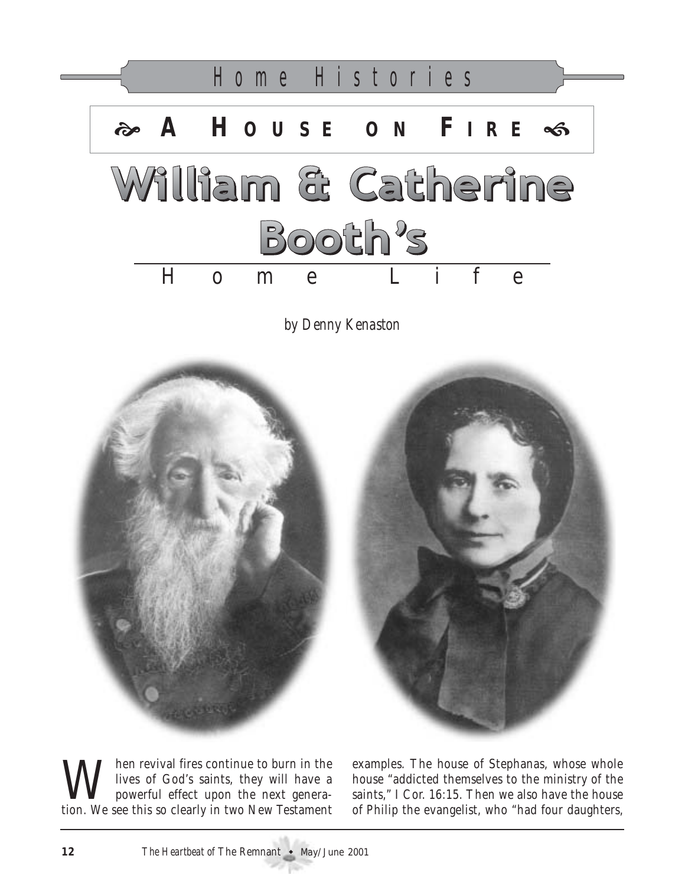Home Histories

# ❧ A House on Fire ☙

# William & Catherine Booth's

## Home Life

*by Denny Kenaston*

When revival fires continue to burn in the lives of God's saints, they will have a powerful effect upon the next generation. We see this so clearly in two New Testament examples. The house of Stephanas, whose whole house "addicted themselves to the ministry of the saints," I Cor. 16:15. Then we also have the house of Philip the evangelist, who "had four daughters,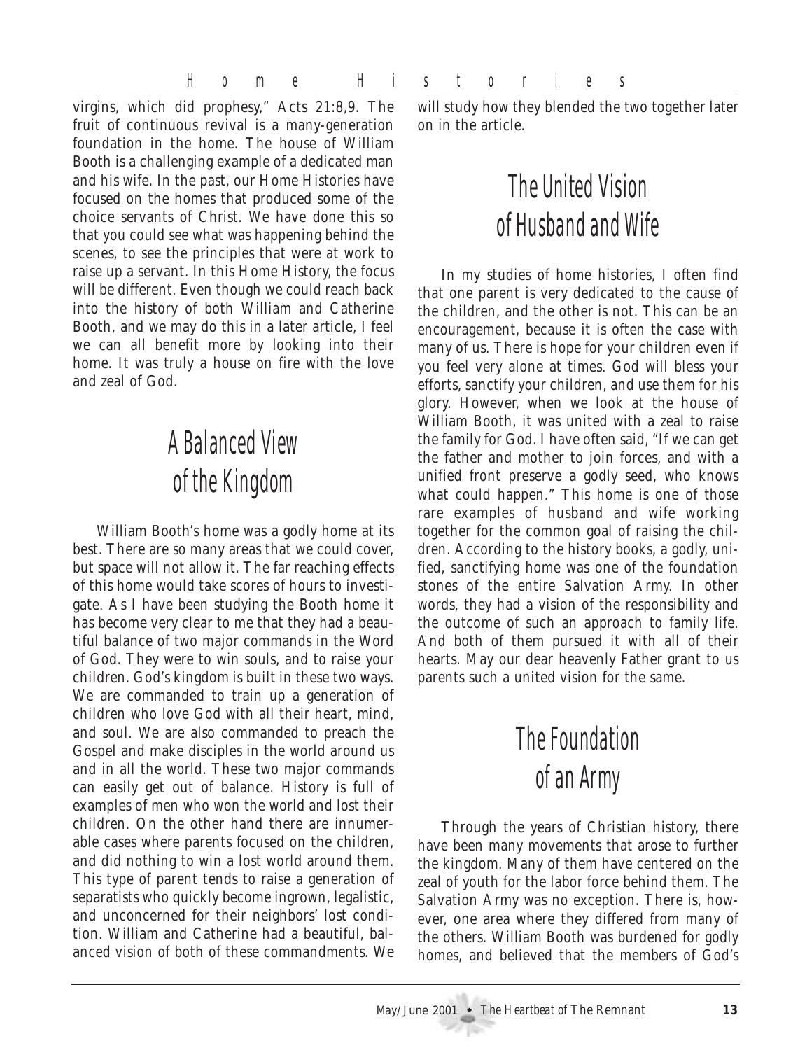virgins, which did prophesy," Acts 21:8,9. The fruit of continuous revival is a many-generation foundation in the home. The house of William Booth is a challenging example of a dedicated man and his wife. In the past, our Home Histories have focused on the homes that produced some of the choice servants of Christ. We have done this so that you could see what was happening behind the scenes, to see the principles that were at work to raise up a servant. In this Home History, the focus will be different. Even though we could reach back into the history of both William and Catherine Booth, and we may do this in a later article, I feel we can all benefit more by looking into their home. It was truly a house on fire with the love and zeal of God.

## A Balanced View of the Kingdom

William Booth's home was a godly home at its best. There are so many areas that we could cover, but space will not allow it. The far reaching effects of this home would take scores of hours to investigate. As I have been studying the Booth home it has become very clear to me that they had a beautiful balance of two major commands in the Word of God. They were to win souls, and to raise your children. God's kingdom is built in these two ways. We are commanded to train up a generation of children who love God with all their heart, mind, and soul. We are also commanded to preach the Gospel and make disciples in the world around us and in all the world. These two major commands can easily get out of balance. History is full of examples of men who won the world and lost their children. On the other hand there are innumerable cases where parents focused on the children, and did nothing to win a lost world around them. This type of parent tends to raise a generation of separatists who quickly become ingrown, legalistic, and unconcerned for their neighbors' lost condition. William and Catherine had a beautiful, balanced vision of both of these commandments. We will study how they blended the two together later on in the article.

## The United Vision of Husband and Wife

In my studies of home histories, I often find that one parent is very dedicated to the cause of the children, and the other is not. This can be an encouragement, because it is often the case with many of us. There is hope for your children even if you feel very alone at times. God will bless your efforts, sanctify your children, and use them for his glory. However, when we look at the house of William Booth, it was united with a zeal to raise the family for God. I have often said, "If we can get the father and mother to join forces, and with a unified front preserve a godly seed, who knows what could happen." This home is one of those rare examples of husband and wife working together for the common goal of raising the children. According to the history books, a godly, unified, sanctifying home was one of the foundation stones of the entire Salvation Army. In other words, they had a vision of the responsibility and the outcome of such an approach to family life. And both of them pursued it with all of their hearts. May our dear heavenly Father grant to us parents such a united vision for the same.

## The Foundation of an Army

Through the years of Christian history, there have been many movements that arose to further the kingdom. Many of them have centered on the zeal of youth for the labor force behind them. The Salvation Army was no exception. There is, however, one area where they differed from many of the others. William Booth was burdened for godly homes, and believed that the members of God's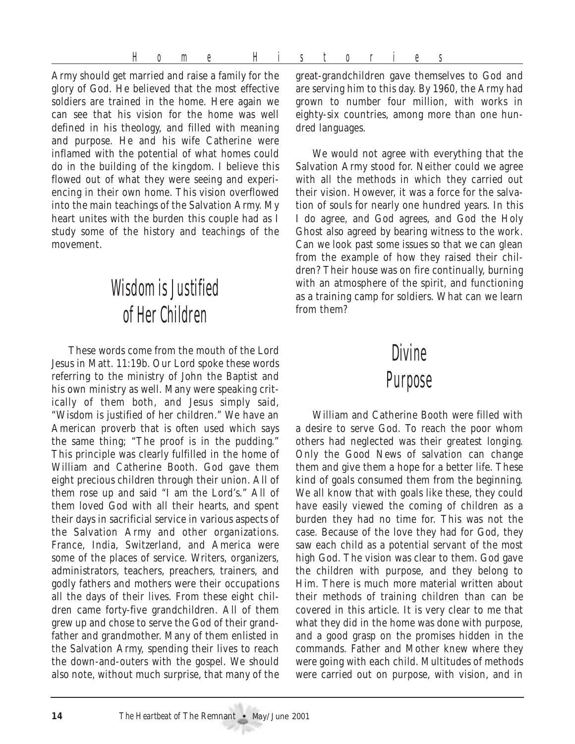Army should get married and raise a family for the glory of God. He believed that the most effective soldiers are trained in the home. Here again we can see that his vision for the home was well defined in his theology, and filled with meaning and purpose. He and his wife Catherine were inflamed with the potential of what homes could do in the building of the kingdom. I believe this flowed out of what they were seeing and experiencing in their own home. This vision overflowed into the main teachings of the Salvation Army. My heart unites with the burden this couple had as I study some of the history and teachings of the movement.

## Wisdom is Justified of Her Children

These words come from the mouth of the Lord Jesus in Matt. 11:19b. Our Lord spoke these words referring to the ministry of John the Baptist and his own ministry as well. Many were speaking critically of them both, and Jesus simply said, "Wisdom is justified of her children." We have an American proverb that is often used which says the same thing; "The proof is in the pudding." This principle was clearly fulfilled in the home of William and Catherine Booth. God gave them eight precious children through their union. All of them rose up and said "I am the Lord's." All of them loved God with all their hearts, and spent their days in sacrificial service in various aspects of the Salvation Army and other organizations. France, India, Switzerland, and America were some of the places of service. Writers, organizers, administrators, teachers, preachers, trainers, and godly fathers and mothers were their occupations all the days of their lives. From these eight children came forty-five grandchildren. All of them grew up and chose to serve the God of their grandfather and grandmother. Many of them enlisted in the Salvation Army, spending their lives to reach the down-and-outers with the gospel. We should also note, without much surprise, that many of the great-grandchildren gave themselves to God and are serving him to this day. By 1960, the Army had grown to number four million, with works in eighty-six countries, among more than one hundred languages.

We would not agree with everything that the Salvation Army stood for. Neither could we agree with all the methods in which they carried out their vision. However, it was a force for the salvation of souls for nearly one hundred years. In this I do agree, and God agrees, and God the Holy Ghost also agreed by bearing witness to the work. Can we look past some issues so that we can glean from the example of how they raised their children? Their house was on fire continually, burning with an atmosphere of the spirit, and functioning as a training camp for soldiers. What can we learn from them?

## Divine Purpose

William and Catherine Booth were filled with a desire to serve God. To reach the poor whom others had neglected was their greatest longing. Only the Good News of salvation can change them and give them a hope for a better life. These kind of goals consumed them from the beginning. We all know that with goals like these, they could have easily viewed the coming of children as a burden they had no time for. This was not the case. Because of the love they had for God, they saw each child as a potential servant of the most high God. The vision was clear to them. God gave the children with purpose, and they belong to Him. There is much more material written about their methods of training children than can be covered in this article. It is very clear to me that what they did in the home was done with purpose, and a good grasp on the promises hidden in the commands. Father and Mother knew where they were going with each child. Multitudes of methods were carried out on purpose, with vision, and in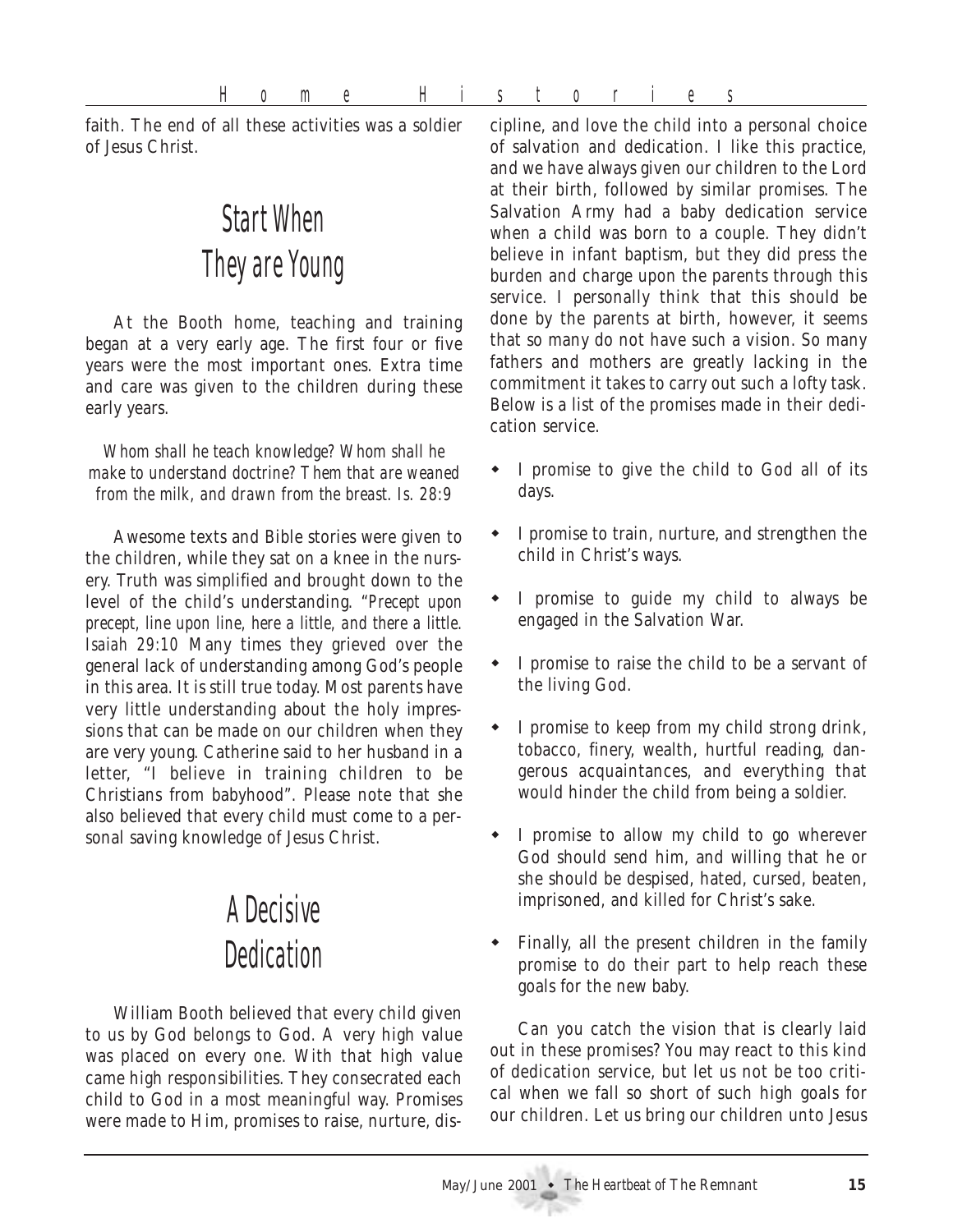faith. The end of all these activities was a soldier of Jesus Christ.

## Start When They are Young

At the Booth home, teaching and training began at a very early age. The first four or five years were the most important ones. Extra time and care was given to the children during these early years.

*Whom shall he teach knowledge? Whom shall he make to understand doctrine? Them that are weaned from the milk, and drawn from the breast. Is. 28:9*

Awesome texts and Bible stories were given to the children, while they sat on a knee in the nursery. Truth was simplified and brought down to the level of the child's understanding. "*Precept upon precept, line upon line, here a little, and there a little. Isaiah 29:10* Many times they grieved over the general lack of understanding among God's people in this area. It is still true today. Most parents have very little understanding about the holy impressions that can be made on our children when they are very young. Catherine said to her husband in a letter, "I believe in training children to be Christians from babyhood". Please note that she also believed that every child must come to a personal saving knowledge of Jesus Christ.

## A Decisive Dedication

William Booth believed that every child given to us by God belongs to God. A very high value was placed on every one. With that high value came high responsibilities. They consecrated each child to God in a most meaningful way. Promises were made to Him, promises to raise, nurture, discipline, and love the child into a personal choice of salvation and dedication. I like this practice, and we have always given our children to the Lord at their birth, followed by similar promises. The Salvation Army had a baby dedication service when a child was born to a couple. They didn't believe in infant baptism, but they did press the burden and charge upon the parents through this service. I personally think that this should be done by the parents at birth, however, it seems that so many do not have such a vision. So many fathers and mothers are greatly lacking in the commitment it takes to carry out such a lofty task. Below is a list of the promises made in their dedication service.

- I promise to give the child to God all of its days.
- I promise to train, nurture, and strengthen the child in Christ's ways.
- I promise to guide my child to always be engaged in the Salvation War.
- I promise to raise the child to be a servant of the living God.
- I promise to keep from my child strong drink, tobacco, finery, wealth, hurtful reading, dangerous acquaintances, and everything that would hinder the child from being a soldier.
- I promise to allow my child to go wherever God should send him, and willing that he or she should be despised, hated, cursed, beaten, imprisoned, and killed for Christ's sake.
- Finally, all the present children in the family promise to do their part to help reach these goals for the new baby.

Can you catch the vision that is clearly laid out in these promises? You may react to this kind of dedication service, but let us not be too critical when we fall so short of such high goals for our children. Let us bring our children unto Jesus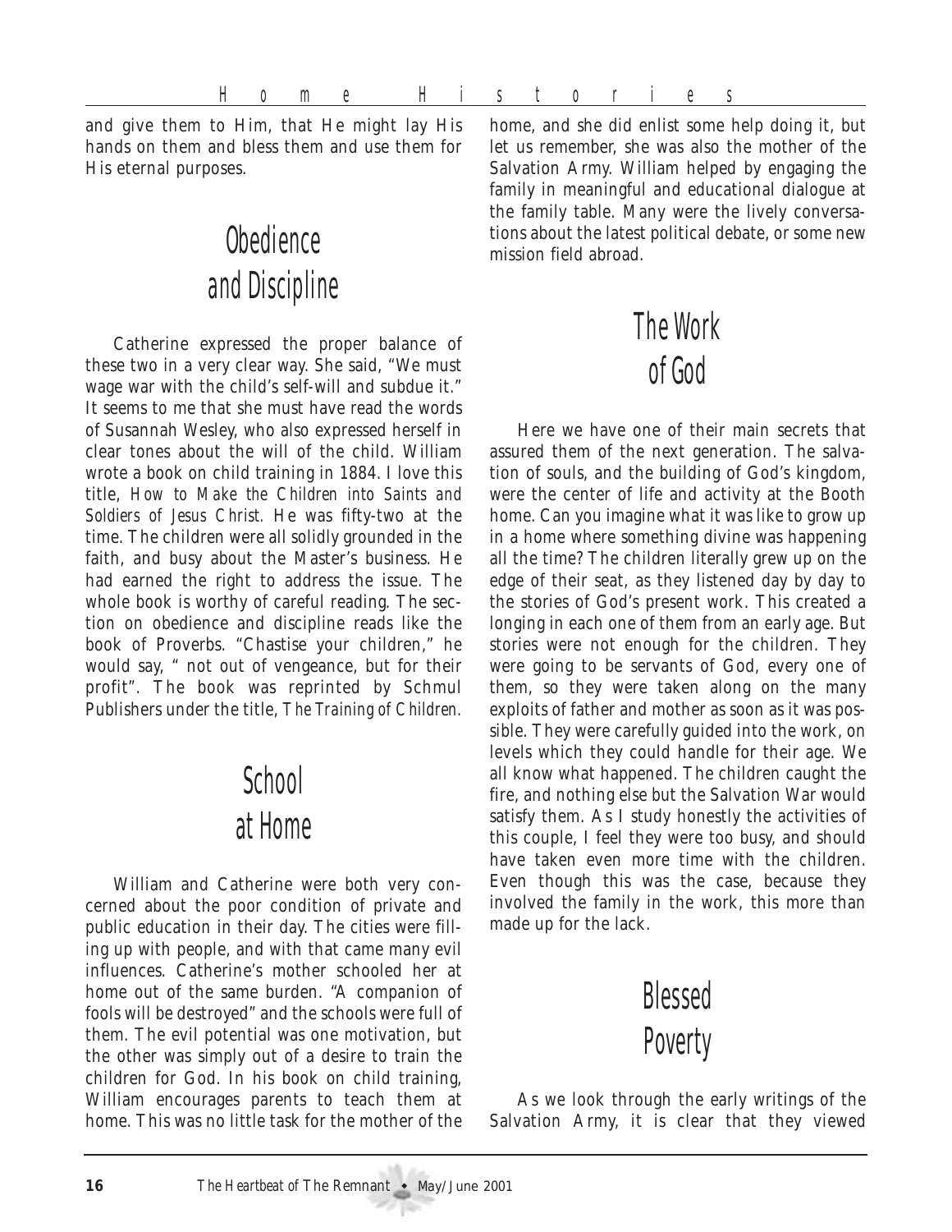and give them to Him, that He might lay His hands on them and bless them and use them for His eternal purposes.

## Obedience and Discipline

Catherine expressed the proper balance of these two in a very clear way. She said, "We must wage war with the child's self-will and subdue it." It seems to me that she must have read the words of Susannah Wesley, who also expressed herself in clear tones about the will of the child. William wrote a book on child training in 1884. I love this title, *How to Make the Children into Saints and Soldiers of Jesus Christ.* He was fifty-two at the time. The children were all solidly grounded in the faith, and busy about the Master's business. He had earned the right to address the issue. The whole book is worthy of careful reading. The section on obedience and discipline reads like the book of Proverbs. "Chastise your children," he would say, " not out of vengeance, but for their profit". The book was reprinted by Schmul Publishers under the title, *The Training of Children.*

## School at Home

William and Catherine were both very concerned about the poor condition of private and public education in their day. The cities were filling up with people, and with that came many evil influences. Catherine's mother schooled her at home out of the same burden. "A companion of fools will be destroyed" and the schools were full of them. The evil potential was one motivation, but the other was simply out of a desire to train the children for God. In his book on child training, William encourages parents to teach them at home. This was no little task for the mother of the home, and she did enlist some help doing it, but let us remember, she was also the mother of the Salvation Army. William helped by engaging the family in meaningful and educational dialogue at the family table. Many were the lively conversations about the latest political debate, or some new mission field abroad.

## The Work of God

Here we have one of their main secrets that assured them of the next generation. The salvation of souls, and the building of God's kingdom, were the center of life and activity at the Booth home. Can you imagine what it was like to grow up in a home where something divine was happening all the time? The children literally grew up on the edge of their seat, as they listened day by day to the stories of God's present work. This created a longing in each one of them from an early age. But stories were not enough for the children. They were going to be servants of God, every one of them, so they were taken along on the many exploits of father and mother as soon as it was possible. They were carefully guided into the work, on levels which they could handle for their age. We all know what happened. The children caught the fire, and nothing else but the Salvation War would satisfy them. As I study honestly the activities of this couple, I feel they were too busy, and should have taken even more time with the children. Even though this was the case, because they involved the family in the work, this more than made up for the lack.

## Blessed Poverty

As we look through the early writings of the Salvation Army, it is clear that they viewed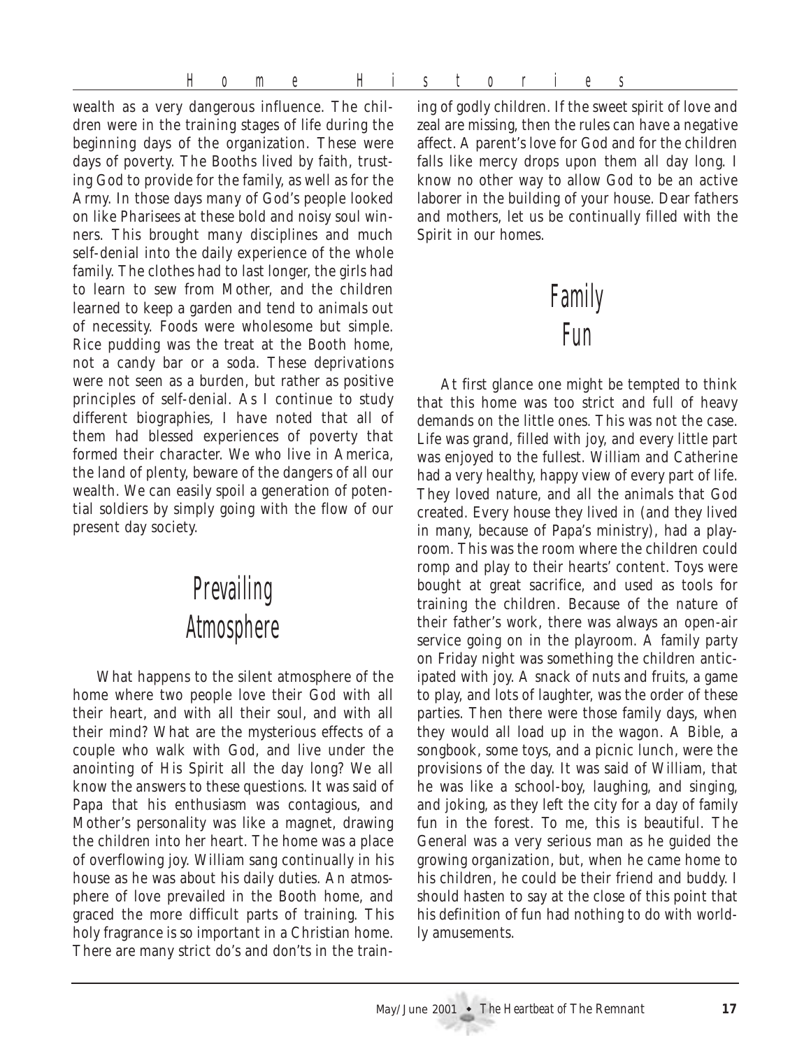wealth as a very dangerous influence. The children were in the training stages of life during the beginning days of the organization. These were days of poverty. The Booths lived by faith, trusting God to provide for the family, as well as for the Army. In those days many of God's people looked on like Pharisees at these bold and noisy soul winners. This brought many disciplines and much self-denial into the daily experience of the whole family. The clothes had to last longer, the girls had to learn to sew from Mother, and the children learned to keep a garden and tend to animals out of necessity. Foods were wholesome but simple. Rice pudding was the treat at the Booth home, not a candy bar or a soda. These deprivations were not seen as a burden, but rather as positive principles of self-denial. As I continue to study different biographies, I have noted that all of them had blessed experiences of poverty that formed their character. We who live in America, the land of plenty, beware of the dangers of all our wealth. We can easily spoil a generation of potential soldiers by simply going with the flow of our present day society.

## Prevailing Atmosphere

What happens to the silent atmosphere of the home where two people love their God with all their heart, and with all their soul, and with all their mind? What are the mysterious effects of a couple who walk with God, and live under the anointing of His Spirit all the day long? We all know the answers to these questions. It was said of Papa that his enthusiasm was contagious, and Mother's personality was like a magnet, drawing the children into her heart. The home was a place of overflowing joy. William sang continually in his house as he was about his daily duties. An atmosphere of love prevailed in the Booth home, and graced the more difficult parts of training. This holy fragrance is so important in a Christian home. There are many strict do's and don'ts in the training of godly children. If the sweet spirit of love and zeal are missing, then the rules can have a negative affect. A parent's love for God and for the children falls like mercy drops upon them all day long. I know no other way to allow God to be an active laborer in the building of your house. Dear fathers and mothers, let us be continually filled with the Spirit in our homes.

## Family Fun

At first glance one might be tempted to think that this home was too strict and full of heavy demands on the little ones. This was not the case. Life was grand, filled with joy, and every little part was enjoyed to the fullest. William and Catherine had a very healthy, happy view of every part of life. They loved nature, and all the animals that God created. Every house they lived in (and they lived in many, because of Papa's ministry), had a playroom. This was the room where the children could romp and play to their hearts' content. Toys were bought at great sacrifice, and used as tools for training the children. Because of the nature of their father's work, there was always an open-air service going on in the playroom. A family party on Friday night was something the children anticipated with joy. A snack of nuts and fruits, a game to play, and lots of laughter, was the order of these parties. Then there were those family days, when they would all load up in the wagon. A Bible, a songbook, some toys, and a picnic lunch, were the provisions of the day. It was said of William, that he was like a school-boy, laughing, and singing, and joking, as they left the city for a day of family fun in the forest. To me, this is beautiful. The General was a very serious man as he guided the growing organization, but, when he came home to his children, he could be their friend and buddy. I should hasten to say at the close of this point that his definition of fun had nothing to do with worldly amusements.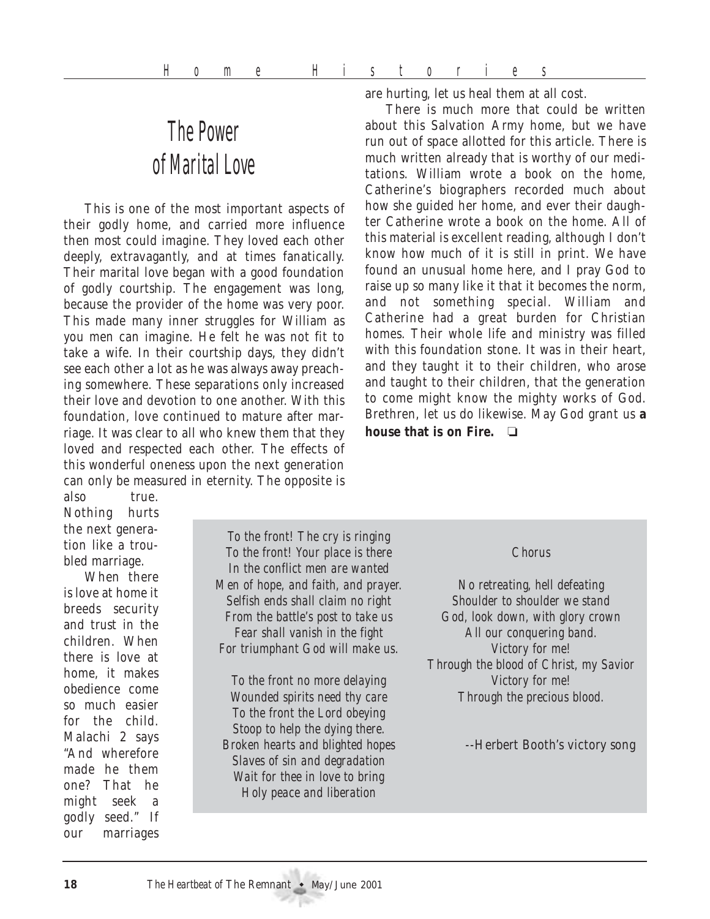# The Power of Marital Love

This is one of the most important aspects of their godly home, and carried more influence then most could imagine. They loved each other deeply, extravagantly, and at times fanatically. Their marital love began with a good foundation of godly courtship. The engagement was long, because the provider of the home was very poor. This made many inner struggles for William as you men can imagine. He felt he was not fit to take a wife. In their courtship days, they didn't see each other a lot as he was always away preaching somewhere. These separations only increased their love and devotion to one another. With this foundation, love continued to mature after marriage. It was clear to all who knew them that they loved and respected each other. The effects of this wonderful oneness upon the next generation can only be measured in eternity. The opposite is also true. Nothing hurts the next generation like a troubled marriage.

When there is love at home it breeds security and trust in the children. When there is love at home, it makes obedience come so much easier for the child. Malachi 2 says "And wherefore made he them one? That he might seek a godly seed." If our marriages are hurting, let us heal them at all cost.

There is much more that could be written about this Salvation Army home, but we have run out of space allotted for this article. There is much written already that is worthy of our meditations. William wrote a book on the home, Catherine's biographers recorded much about how she guided her home, and ever their daughter Catherine wrote a book on the home. All of this material is excellent reading, although I don't know how much of it is still in print. We have found an unusual home here, and I pray God to raise up so many like it that it becomes the norm, and not something special. William and Catherine had a great burden for Christian homes. Their whole life and ministry was filled with this foundation stone. It was in their heart, and they taught it to their children, who arose and taught to their children, that the generation to come might know the mighty works of God. Brethren, let us do likewise. May God grant us **a house that is on Fire.** ❑

*To the front! The cry is ringing*
*To the front! Your place is there*
*In the conflict men are wanted*
*Men of hope, and faith, and prayer.*
*Selfish ends shall claim no right*
*From the battle's post to take us*
*Fear shall vanish in the fight*
*For triumphant God will make us.*

*To the front no more delaying*
*Wounded spirits need thy care*
*To the front the Lord obeying*
*Stoop to help the dying there.*
*Broken hearts and blighted hopes*
*Slaves of sin and degradation*
*Wait for thee in love to bring*
*Holy peace and liberation*

Chorus

No retreating, hell defeating
Shoulder to shoulder we stand
God, look down, with glory crown
All our conquering band.
Victory for me!
Through the blood of Christ, my Savior
Victory for me!
Through the precious blood.

--Herbert Booth's victory song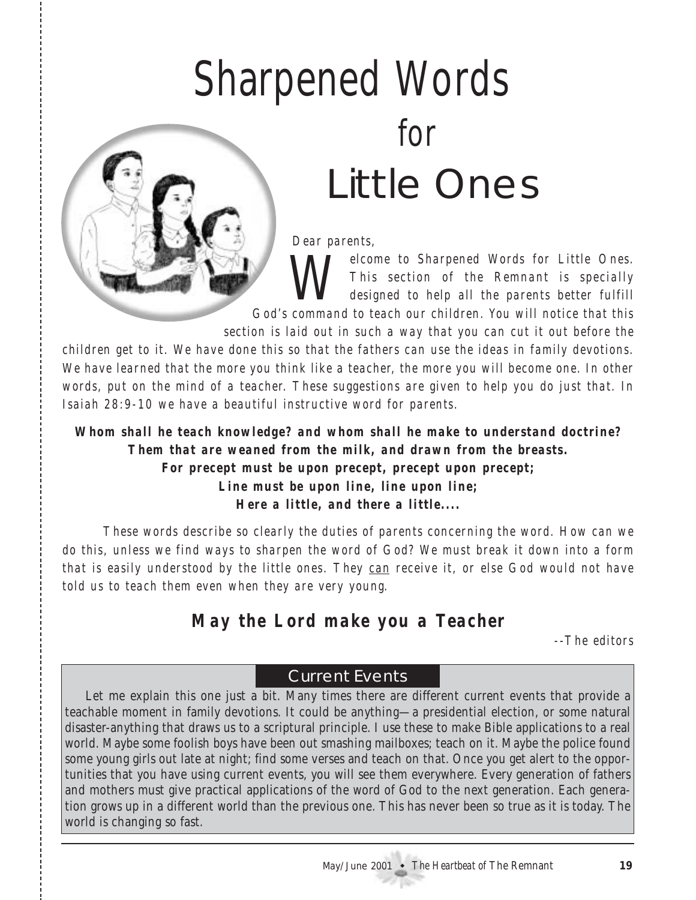# Sharpened Words for Little Ones

Dear parents,

Welcome to Sharpened Words for Little Ones. This section of the Remnant is specially designed to help all the parents better fulfill God's command to teach our children. You will notice that this section is laid out in such a way that you can cut it out before the children get to it. We have done this so that the fathers can use the ideas in family devotions. We have learned that the more you think like a teacher, the more you will become one. In other words, put on the mind of a teacher. These suggestions are given to help you do just that. In Isaiah 28:9-10 we have a beautiful instructive word for parents.

**Whom shall he teach knowledge? and whom shall he make to understand doctrine?**
**Them that are weaned from the milk, and drawn from the breasts.**
**For precept must be upon precept, precept upon precept;**
**Line must be upon line, line upon line;**
**Here a little, and there a little....**

These words describe so clearly the duties of parents concerning the word. How can we do this, unless we find ways to sharpen the word of God? We must break it down into a form that is easily understood by the little ones. They <u>can</u> receive it, or else God would not have told us to teach them even when they are very young.

## May the Lord make you a Teacher

--The editors

### Current Events

Let me explain this one just a bit. Many times there are different current events that provide a teachable moment in family devotions. It could be anything—a presidential election, or some natural disaster-anything that draws us to a scriptural principle. I use these to make Bible applications to a real world. Maybe some foolish boys have been out smashing mailboxes; teach on it. Maybe the police found some young girls out late at night; find some verses and teach on that. Once you get alert to the opportunities that you have using current events, you will see them everywhere. Every generation of fathers and mothers must give practical applications of the word of God to the next generation. Each generation grows up in a different world than the previous one. This has never been so true as it is today. The world is changing so fast.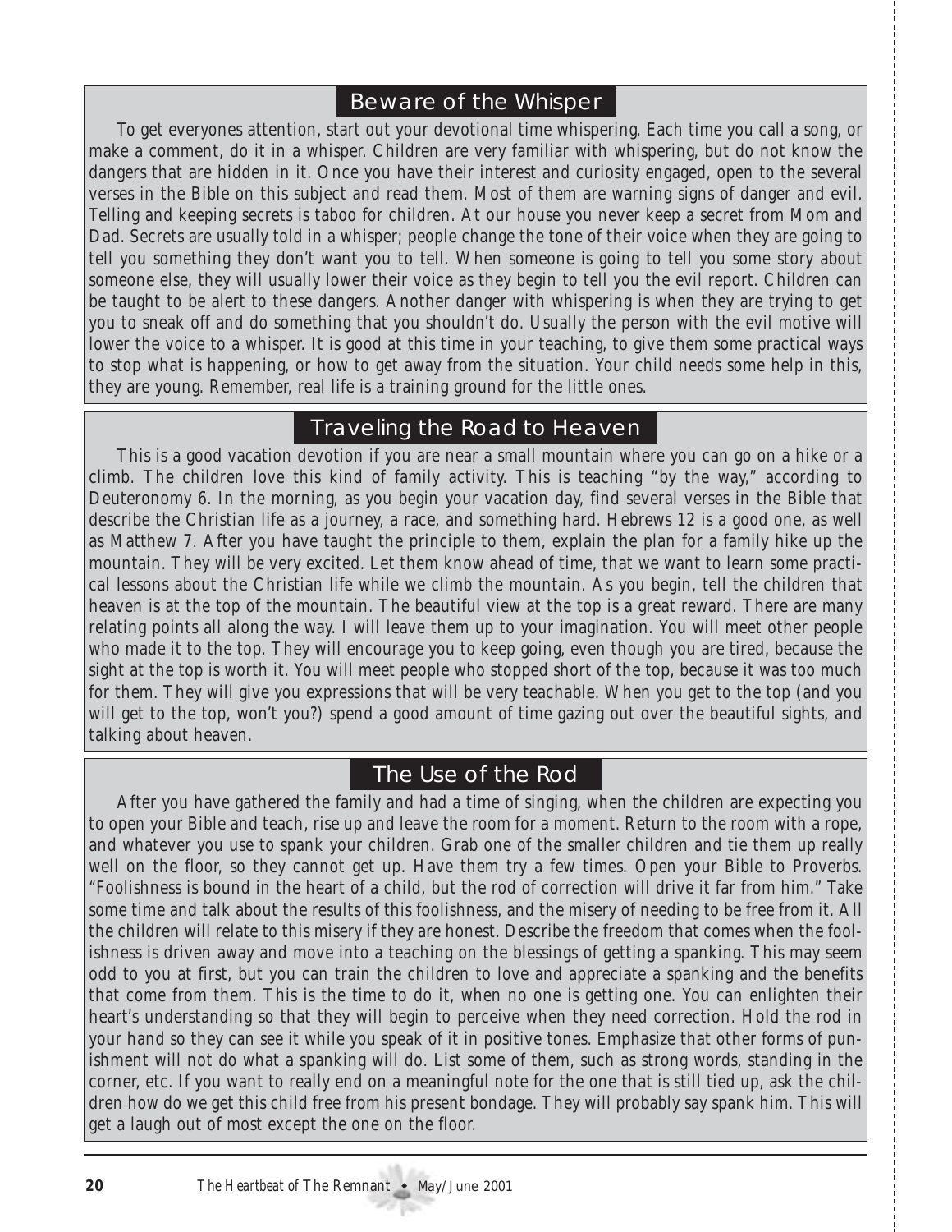## Beware of the Whisper

To get everyones attention, start out your devotional time whispering. Each time you call a song, or make a comment, do it in a whisper. Children are very familiar with whispering, but do not know the dangers that are hidden in it. Once you have their interest and curiosity engaged, open to the several verses in the Bible on this subject and read them. Most of them are warning signs of danger and evil. Telling and keeping secrets is taboo for children. At our house you never keep a secret from Mom and Dad. Secrets are usually told in a whisper; people change the tone of their voice when they are going to tell you something they don't want you to tell. When someone is going to tell you some story about someone else, they will usually lower their voice as they begin to tell you the evil report. Children can be taught to be alert to these dangers. Another danger with whispering is when they are trying to get you to sneak off and do something that you shouldn't do. Usually the person with the evil motive will lower the voice to a whisper. It is good at this time in your teaching, to give them some practical ways to stop what is happening, or how to get away from the situation. Your child needs some help in this, they are young. Remember, real life is a training ground for the little ones.

## Traveling the Road to Heaven

This is a good vacation devotion if you are near a small mountain where you can go on a hike or a climb. The children love this kind of family activity. This is teaching "by the way," according to Deuteronomy 6. In the morning, as you begin your vacation day, find several verses in the Bible that describe the Christian life as a journey, a race, and something hard. Hebrews 12 is a good one, as well as Matthew 7. After you have taught the principle to them, explain the plan for a family hike up the mountain. They will be very excited. Let them know ahead of time, that we want to learn some practical lessons about the Christian life while we climb the mountain. As you begin, tell the children that heaven is at the top of the mountain. The beautiful view at the top is a great reward. There are many relating points all along the way. I will leave them up to your imagination. You will meet other people who made it to the top. They will encourage you to keep going, even though you are tired, because the sight at the top is worth it. You will meet people who stopped short of the top, because it was too much for them. They will give you expressions that will be very teachable. When you get to the top (and you will get to the top, won't you?) spend a good amount of time gazing out over the beautiful sights, and talking about heaven.

## The Use of the Rod

After you have gathered the family and had a time of singing, when the children are expecting you to open your Bible and teach, rise up and leave the room for a moment. Return to the room with a rope, and whatever you use to spank your children. Grab one of the smaller children and tie them up really well on the floor, so they cannot get up. Have them try a few times. Open your Bible to Proverbs. "Foolishness is bound in the heart of a child, but the rod of correction will drive it far from him." Take some time and talk about the results of this foolishness, and the misery of needing to be free from it. All the children will relate to this misery if they are honest. Describe the freedom that comes when the foolishness is driven away and move into a teaching on the blessings of getting a spanking. This may seem odd to you at first, but you can train the children to love and appreciate a spanking and the benefits that come from them. This is the time to do it, when no one is getting one. You can enlighten their heart's understanding so that they will begin to perceive when they need correction. Hold the rod in your hand so they can see it while you speak of it in positive tones. Emphasize that other forms of punishment will not do what a spanking will do. List some of them, such as strong words, standing in the corner, etc. If you want to really end on a meaningful note for the one that is still tied up, ask the children how do we get this child free from his present bondage. They will probably say spank him. This will get a laugh out of most except the one on the floor.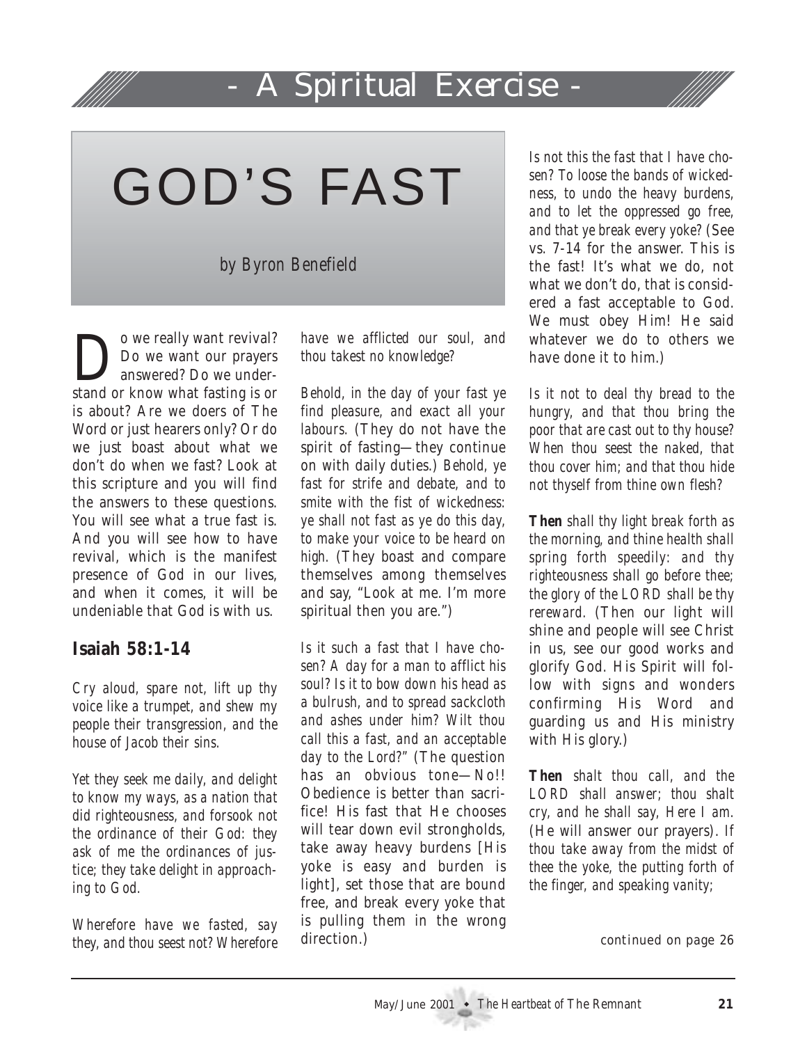- A Spiritual Exercise -

# GOD'S FAST

by Byron Benefield

Do we really want revival? Do we want our prayers answered? Do we understand or know what fasting is or is about? Are we doers of The Word or just hearers only? Or do we just boast about what we don't do when we fast? Look at this scripture and you will find the answers to these questions. You will see what a true fast is. And you will see how to have revival, which is the manifest presence of God in our lives, and when it comes, it will be undeniable that God is with us.

## Isaiah 58:1-14

*Cry aloud, spare not, lift up thy voice like a trumpet, and shew my people their transgression, and the house of Jacob their sins.*

*Yet they seek me daily, and delight to know my ways, as a nation that did righteousness, and forsook not the ordinance of their God: they ask of me the ordinances of justice; they take delight in approaching to God.*

*Wherefore have we fasted, say they, and thou seest not? Wherefore have we afflicted our soul, and thou takest no knowledge?*

*Behold, in the day of your fast ye find pleasure, and exact all your labours.* (They do not have the spirit of fasting—they continue on with daily duties.) *Behold, ye fast for strife and debate, and to smite with the fist of wickedness: ye shall not fast as ye do this day, to make your voice to be heard on high.* (They boast and compare themselves among themselves and say, "Look at me. I'm more spiritual then you are.")

*Is it such a fast that I have chosen? A day for a man to afflict his soul? Is it to bow down his head as a bulrush, and to spread sackcloth and ashes under him? Wilt thou call this a fast, and an acceptable day to the Lord?"* (The question has an obvious tone—No!! Obedience is better than sacrifice! His fast that He chooses will tear down evil strongholds, take away heavy burdens [His yoke is easy and burden is light], set those that are bound free, and break every yoke that is pulling them in the wrong direction.)

*Is not this the fast that I have chosen? To loose the bands of wickedness, to undo the heavy burdens, and to let the oppressed go free, and that ye break every yoke?* (See vs. 7-14 for the answer. This is the fast! It's what we do, not what we don't do, that is considered a fast acceptable to God. We must obey Him! He said whatever we do to others we have done it to him.)

*Is it not to deal thy bread to the hungry, and that thou bring the poor that are cast out to thy house? When thou seest the naked, that thou cover him; and that thou hide not thyself from thine own flesh?*

**Then** *shall thy light break forth as the morning, and thine health shall spring forth speedily: and thy righteousness shall go before thee; the glory of the LORD shall be thy rereward.* (Then our light will shine and people will see Christ in us, see our good works and glorify God. His Spirit will follow with signs and wonders confirming His Word and guarding us and His ministry with His glory.)

**Then** *shalt thou call, and the LORD shall answer; thou shalt cry, and he shall say, Here I am.* (He will answer our prayers). *If thou take away from the midst of thee the yoke, the putting forth of the finger, and speaking vanity;*

*continued on page 26*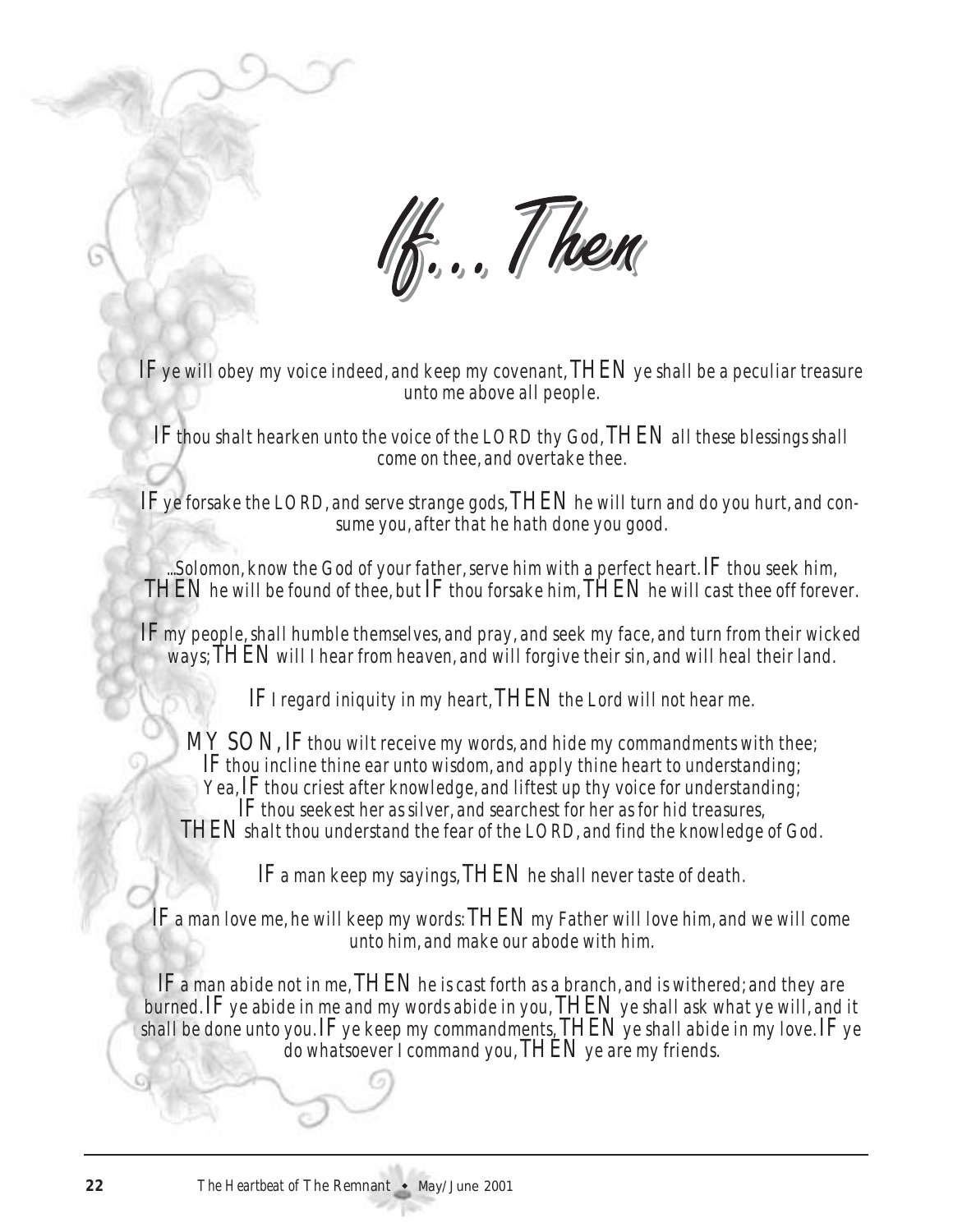# If... Then

IF ye will obey my voice indeed, and keep my covenant, THEN ye shall be a peculiar treasure unto me above all people.

IF thou shalt hearken unto the voice of the LORD thy God, THEN all these blessings shall come on thee, and overtake thee.

IF ye forsake the LORD, and serve strange gods, THEN he will turn and do you hurt, and consume you, after that he hath done you good.

...Solomon, know the God of your father, serve him with a perfect heart. IF thou seek him, THEN he will be found of thee, but IF thou forsake him, THEN he will cast thee off forever.

IF my people, shall humble themselves, and pray, and seek my face, and turn from their wicked ways; THEN will I hear from heaven, and will forgive their sin, and will heal their land.

IF I regard iniquity in my heart, THEN the Lord will not hear me.

MY SON, IF thou wilt receive my words, and hide my commandments with thee;
IF thou incline thine ear unto wisdom, and apply thine heart to understanding;
Yea, IF thou criest after knowledge, and liftest up thy voice for understanding;
IF thou seekest her as silver, and searchest for her as for hid treasures,
THEN shalt thou understand the fear of the LORD, and find the knowledge of God.

IF a man keep my sayings, THEN he shall never taste of death.

IF a man love me, he will keep my words: THEN my Father will love him, and we will come unto him, and make our abode with him.

IF a man abide not in me, THEN he is cast forth as a branch, and is withered; and they are burned. IF ye abide in me and my words abide in you, THEN ye shall ask what ye will, and it shall be done unto you. IF ye keep my commandments, THEN ye shall abide in my love. IF ye do whatsoever I command you, THEN ye are my friends.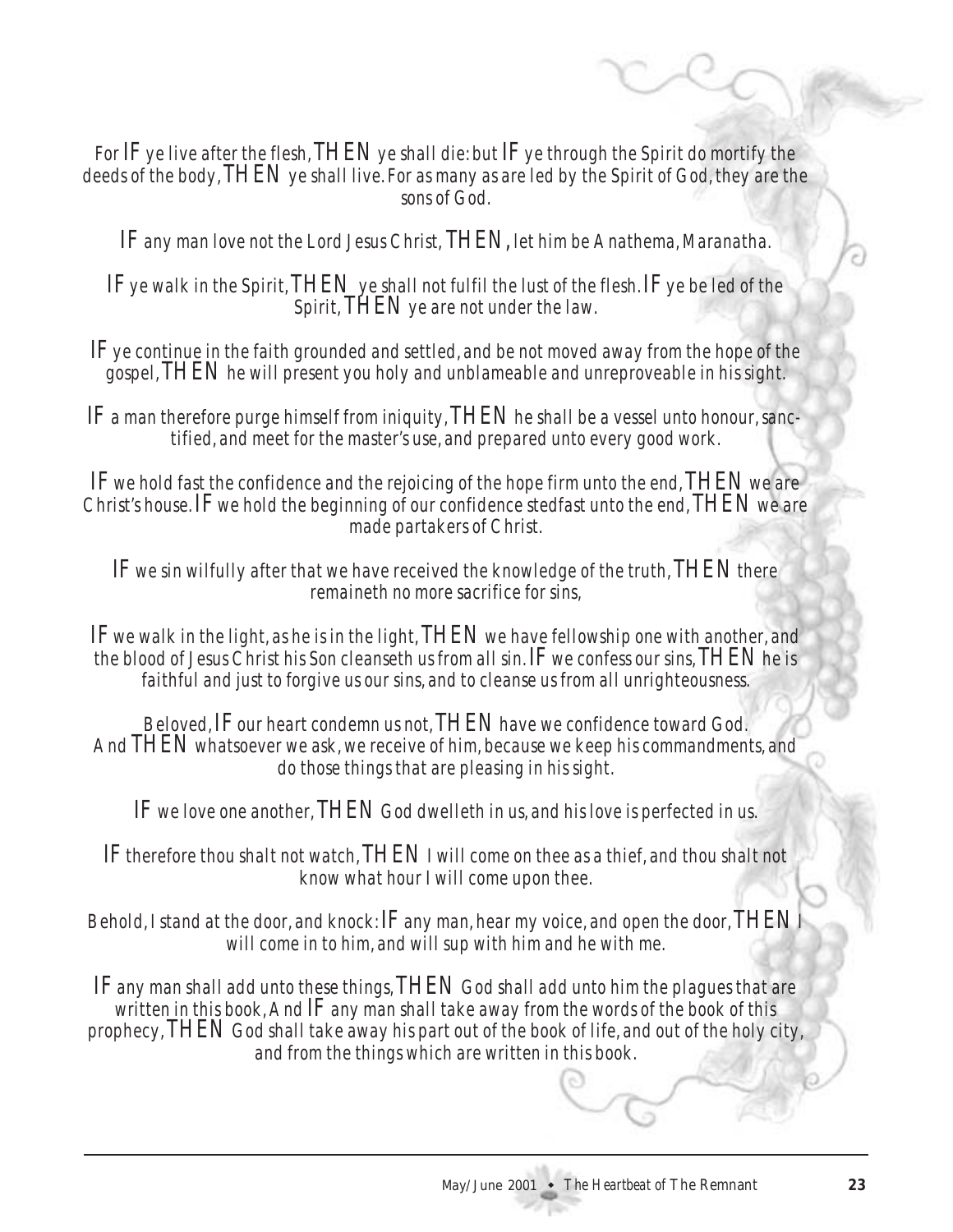For IF ye live after the flesh, THEN ye shall die: but IF ye through the Spirit do mortify the deeds of the body, THEN ye shall live. For as many as are led by the Spirit of God, they are the sons of God.

IF any man love not the Lord Jesus Christ, THEN, let him be Anathema, Maranatha.

IF ye walk in the Spirit, THEN ye shall not fulfil the lust of the flesh. IF ye be led of the Spirit, THEN ye are not under the law.

IF ye continue in the faith grounded and settled, and be not moved away from the hope of the gospel, THEN he will present you holy and unblameable and unreproveable in his sight.

IF a man therefore purge himself from iniquity, THEN he shall be a vessel unto honour, sanctified, and meet for the master's use, and prepared unto every good work.

IF we hold fast the confidence and the rejoicing of the hope firm unto the end, THEN we are Christ's house. IF we hold the beginning of our confidence stedfast unto the end, THEN we are made partakers of Christ.

IF we sin wilfully after that we have received the knowledge of the truth, THEN there remaineth no more sacrifice for sins,

IF we walk in the light, as he is in the light, THEN we have fellowship one with another, and the blood of Jesus Christ his Son cleanseth us from all sin. IF we confess our sins, THEN he is faithful and just to forgive us our sins, and to cleanse us from all unrighteousness.

Beloved, IF our heart condemn us not, THEN have we confidence toward God. And THEN whatsoever we ask, we receive of him, because we keep his commandments, and do those things that are pleasing in his sight.

IF we love one another, THEN God dwelleth in us, and his love is perfected in us.

IF therefore thou shalt not watch, THEN I will come on thee as a thief, and thou shalt not know what hour I will come upon thee.

Behold, I stand at the door, and knock: IF any man, hear my voice, and open the door, THEN I will come in to him, and will sup with him and he with me.

IF any man shall add unto these things, THEN God shall add unto him the plagues that are written in this book, And IF any man shall take away from the words of the book of this prophecy, THEN God shall take away his part out of the book of life, and out of the holy city, and from the things which are written in this book.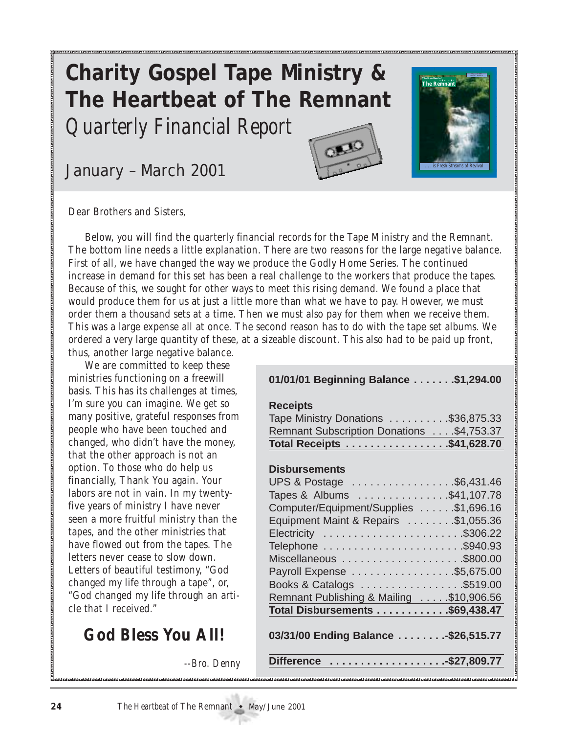# Charity Gospel Tape Ministry & The Heartbeat of The Remnant

## *Quarterly Financial Report*

## January – March 2001

Dear Brothers and Sisters,

Below, you will find the quarterly financial records for the Tape Ministry and the Remnant. The bottom line needs a little explanation. There are two reasons for the large negative balance. First of all, we have changed the way we produce the Godly Home Series. The continued increase in demand for this set has been a real challenge to the workers that produce the tapes. Because of this, we sought for other ways to meet this rising demand. We found a place that would produce them for us at just a little more than what we have to pay. However, we must order them a thousand sets at a time. Then we must also pay for them when we receive them. This was a large expense all at once. The second reason has to do with the tape set albums. We ordered a very large quantity of these, at a sizeable discount. This also had to be paid up front, thus, another large negative balance.

We are committed to keep these ministries functioning on a freewill basis. This has its challenges at times, I'm sure you can imagine. We get so many positive, grateful responses from people who have been touched and changed, who didn't have the money, that the other approach is not an option. To those who do help us financially, Thank You again. Your labors are not in vain. In my twenty-five years of ministry I have never seen a more fruitful ministry than the tapes, and the other ministries that have flowed out from the tapes. The letters never cease to slow down. Letters of beautiful testimony, "God changed my life through a tape", or, "God changed my life through an article that I received."

**God Bless You All!**

*--Bro. Denny*

| | |
|---|---|
| **01/01/01 Beginning Balance** | **$1,294.00** |
| **Receipts** | |
| Tape Ministry Donations | $36,875.33 |
| Remnant Subscription Donations | $4,753.37 |
| **Total Receipts** | **$41,628.70** |
| **Disbursements** | |
| UPS & Postage | $6,431.46 |
| Tapes & Albums | $41,107.78 |
| Computer/Equipment/Supplies | $1,696.16 |
| Equipment Maint & Repairs | $1,055.36 |
| Electricity | $306.22 |
| Telephone | $940.93 |
| Miscellaneous | $800.00 |
| Payroll Expense | $5,675.00 |
| Books & Catalogs | $519.00 |
| Remnant Publishing & Mailing | $10,906.56 |
| **Total Disbursements** | **$69,438.47** |
| **03/31/00 Ending Balance** | **-$26,515.77** |
| **Difference** | **-$27,809.77** |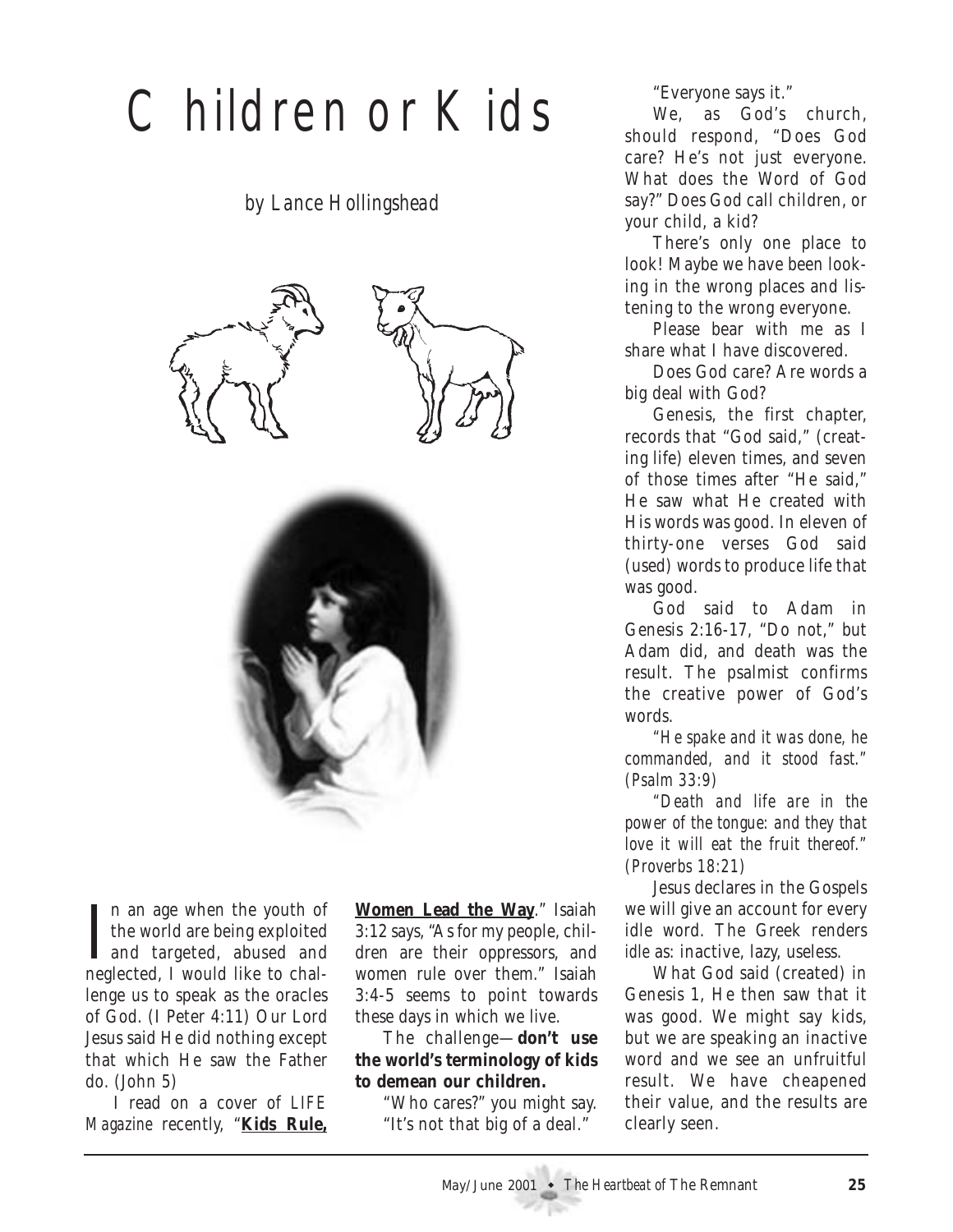# Children or Kids

*by Lance Hollingshead*

In an age when the youth of the world are being exploited and targeted, abused and neglected, I would like to challenge us to speak as the oracles of God. (I Peter 4:11) Our Lord Jesus said He did nothing except that which He saw the Father do. (John 5)

I read on a cover of *LIFE Magazine* recently, "**Kids Rule, Women Lead the Way**." Isaiah 3:12 says, "As for my people, children are their oppressors, and women rule over them." Isaiah 3:4-5 seems to point towards these days in which we live.

The challenge—**don't use the world's terminology of kids to demean our children.**

"Who cares?" you might say. "It's not that big of a deal."

"Everyone says it."

We, as God's church, should respond, "Does God care? He's not just everyone. What does the Word of God say?" Does God call children, or your child, a kid?

There's only one place to look! Maybe we have been looking in the wrong places and listening to the wrong everyone.

Please bear with me as I share what I have discovered.

Does God care? Are words a big deal with God?

Genesis, the first chapter, records that "God said," (creating life) eleven times, and seven of those times after "He said," He saw what He created with His words was good. In eleven of thirty-one verses God said (used) words to produce life that was good.

God said to Adam in Genesis 2:16-17, "Do not," but Adam did, and death was the result. The psalmist confirms the creative power of God's words.

*"He spake and it was done, he commanded, and it stood fast." (Psalm 33:9)*

*"Death and life are in the power of the tongue: and they that love it will eat the fruit thereof." (Proverbs 18:21)*

Jesus declares in the Gospels we will give an account for every idle word. The Greek renders idle as: inactive, lazy, useless.

What God said (created) in Genesis 1, He then saw that it was good. We might say kids, but we are speaking an inactive word and we see an unfruitful result. We have cheapened their value, and the results are clearly seen.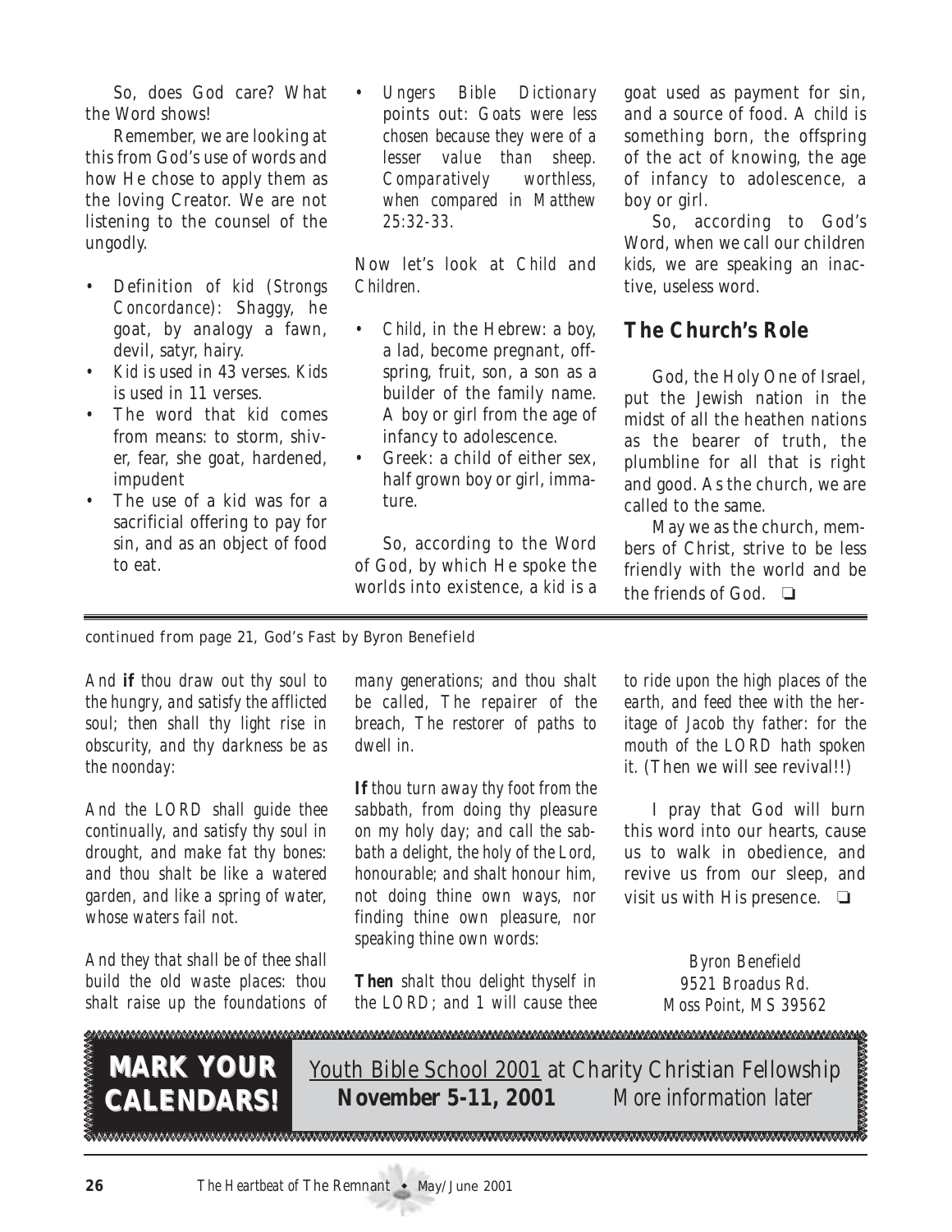So, does God care? What the Word shows!

Remember, we are looking at this from God's use of words and how He chose to apply them as the loving Creator. We are not listening to the counsel of the ungodly.

- Definition of *kid* (*Strongs Concordance*): Shaggy, he goat, by analogy a fawn, devil, satyr, hairy.
- *Kid* is used in 43 verses. *Kids* is used in 11 verses.
- The word that *kid* comes from means: to storm, shiver, fear, she goat, hardened, impudent
- The use of a kid was for a sacrificial offering to pay for sin, and as an object of food to eat.
- *Ungers Bible Dictionary* points out: *Goats were less chosen because they were of a lesser value than sheep. Comparatively worthless, when compared in Matthew 25:32-33.*

Now let's look at *Child* and *Children.*

- *Child*, in the Hebrew: a boy, a lad, become pregnant, offspring, fruit, son, a son as a builder of the family name. A boy or girl from the age of infancy to adolescence.
- Greek: a child of either sex, half grown boy or girl, immature.

So, according to the Word of God, by which He spoke the worlds into existence, a *kid* is a goat used as payment for sin, and a source of food. A *child* is something born, the offspring of the act of knowing, the age of infancy to adolescence, a boy or girl.

So, according to God's Word, when we call our children *kids*, we are speaking an inactive, useless word.

## The Church's Role

God, the Holy One of Israel, put the Jewish nation in the midst of all the heathen nations as the bearer of truth, the plumbline for all that is right and good. As the church, we are called to the same.

May we as the church, members of Christ, strive to be less friendly with the world and be the friends of God. ❑

---

*continued from page 21, God's Fast by Byron Benefield*

*And* **if** *thou draw out thy soul to the hungry, and satisfy the afflicted soul; then shall thy light rise in obscurity, and thy darkness be as the noonday:*

*And the LORD shall guide thee continually, and satisfy thy soul in drought, and make fat thy bones: and thou shalt be like a watered garden, and like a spring of water, whose waters fail not.*

*And they that shall be of thee shall build the old waste places: thou shalt raise up the foundations of many generations; and thou shalt be called, The repairer of the breach, The restorer of paths to dwell in.*

**If** *thou turn away thy foot from the sabbath, from doing thy pleasure on my holy day; and call the sabbath a delight, the holy of the Lord, honourable; and shalt honour him, not doing thine own ways, nor finding thine own pleasure, nor speaking thine own words:*

**Then** *shalt thou delight thyself in the LORD; and 1 will cause thee to ride upon the high places of the earth, and feed thee with the heritage of Jacob thy father: for the mouth of the LORD hath spoken it.* (Then we will see revival!!)

I pray that God will burn this word into our hearts, cause us to walk in obedience, and revive us from our sleep, and visit us with His presence. ❑

*Byron Benefield*
*9521 Broadus Rd.*
*Moss Point, MS 39562*

---

**MARK YOUR CALENDARS!** Youth Bible School 2001 at Charity Christian Fellowship **November 5-11, 2001** *More information later*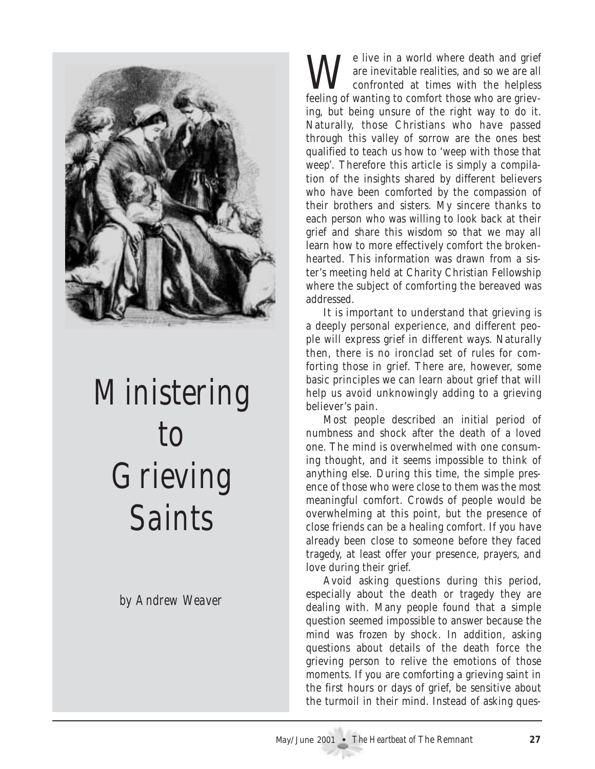# Ministering to Grieving Saints

*by Andrew Weaver*

We live in a world where death and grief are inevitable realities, and so we are all confronted at times with the helpless feeling of wanting to comfort those who are grieving, but being unsure of the right way to do it. Naturally, those Christians who have passed through this valley of sorrow are the ones best qualified to teach us how to 'weep with those that weep'. Therefore this article is simply a compilation of the insights shared by different believers who have been comforted by the compassion of their brothers and sisters. My sincere thanks to each person who was willing to look back at their grief and share this wisdom so that we may all learn how to more effectively comfort the brokenhearted. This information was drawn from a sister's meeting held at Charity Christian Fellowship where the subject of comforting the bereaved was addressed.

It is important to understand that grieving is a deeply personal experience, and different people will express grief in different ways. Naturally then, there is no ironclad set of rules for comforting those in grief. There are, however, some basic principles we can learn about grief that will help us avoid unknowingly adding to a grieving believer's pain.

Most people described an initial period of numbness and shock after the death of a loved one. The mind is overwhelmed with one consuming thought, and it seems impossible to think of anything else. During this time, the simple presence of those who were close to them was the most meaningful comfort. Crowds of people would be overwhelming at this point, but the presence of close friends can be a healing comfort. If you have already been close to someone before they faced tragedy, at least offer your presence, prayers, and love during their grief.

Avoid asking questions during this period, especially about the death or tragedy they are dealing with. Many people found that a simple question seemed impossible to answer because the mind was frozen by shock. In addition, asking questions about details of the death force the grieving person to relive the emotions of those moments. If you are comforting a grieving saint in the first hours or days of grief, be sensitive about the turmoil in their mind. Instead of asking ques-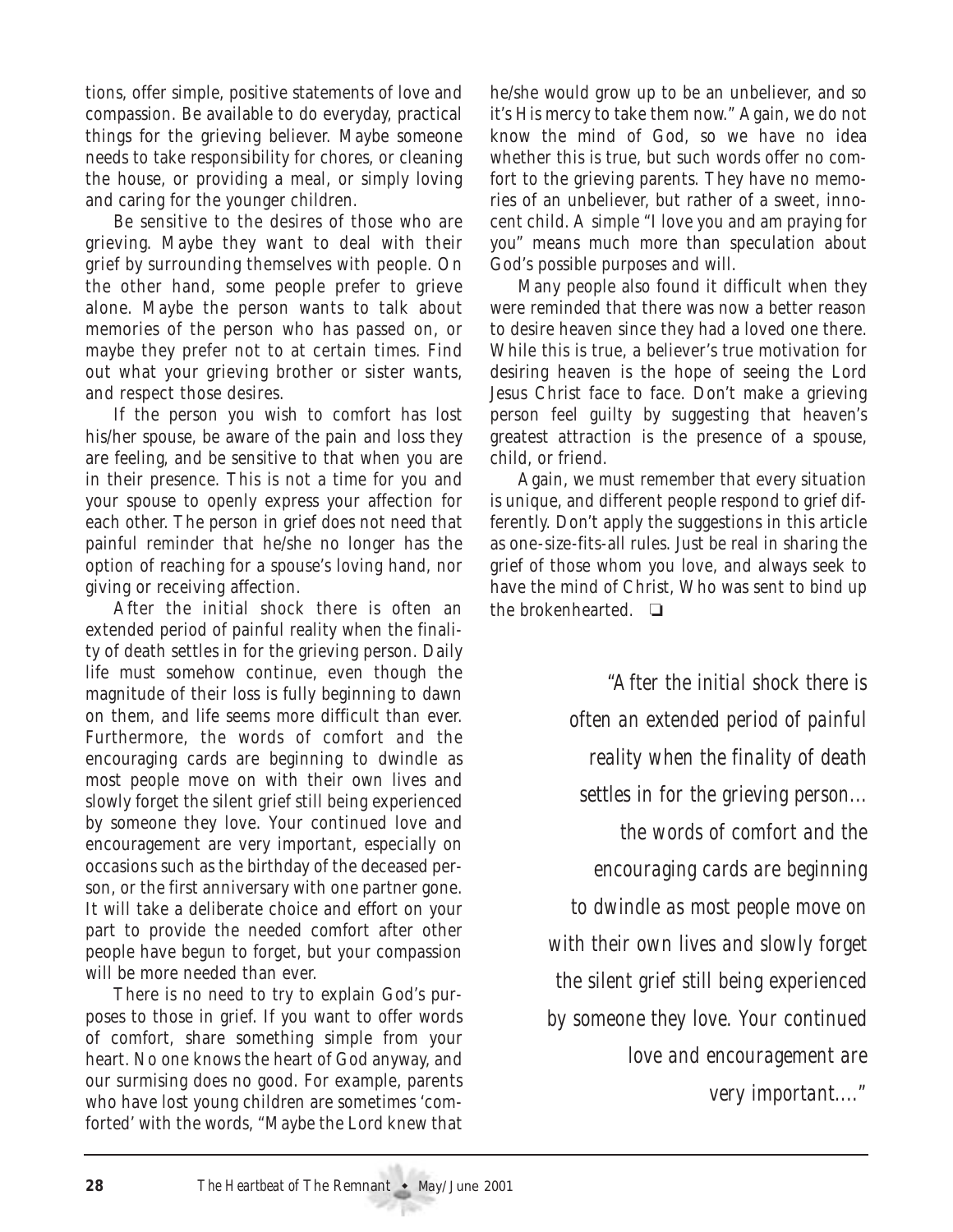tions, offer simple, positive statements of love and compassion. Be available to do everyday, practical things for the grieving believer. Maybe someone needs to take responsibility for chores, or cleaning the house, or providing a meal, or simply loving and caring for the younger children.

Be sensitive to the desires of those who are grieving. Maybe they want to deal with their grief by surrounding themselves with people. On the other hand, some people prefer to grieve alone. Maybe the person wants to talk about memories of the person who has passed on, or maybe they prefer not to at certain times. Find out what your grieving brother or sister wants, and respect those desires.

If the person you wish to comfort has lost his/her spouse, be aware of the pain and loss they are feeling, and be sensitive to that when you are in their presence. This is not a time for you and your spouse to openly express your affection for each other. The person in grief does not need that painful reminder that he/she no longer has the option of reaching for a spouse's loving hand, nor giving or receiving affection.

After the initial shock there is often an extended period of painful reality when the finality of death settles in for the grieving person. Daily life must somehow continue, even though the magnitude of their loss is fully beginning to dawn on them, and life seems more difficult than ever. Furthermore, the words of comfort and the encouraging cards are beginning to dwindle as most people move on with their own lives and slowly forget the silent grief still being experienced by someone they love. Your continued love and encouragement are very important, especially on occasions such as the birthday of the deceased person, or the first anniversary with one partner gone. It will take a deliberate choice and effort on your part to provide the needed comfort after other people have begun to forget, but your compassion will be more needed than ever.

There is no need to try to explain God's purposes to those in grief. If you want to offer words of comfort, share something simple from your heart. No one knows the heart of God anyway, and our surmising does no good. For example, parents who have lost young children are sometimes 'comforted' with the words, "Maybe the Lord knew that he/she would grow up to be an unbeliever, and so it's His mercy to take them now." Again, we do not know the mind of God, so we have no idea whether this is true, but such words offer no comfort to the grieving parents. They have no memories of an unbeliever, but rather of a sweet, innocent child. A simple "I love you and am praying for you" means much more than speculation about God's possible purposes and will.

Many people also found it difficult when they were reminded that there was now a better reason to desire heaven since they had a loved one there. While this is true, a believer's true motivation for desiring heaven is the hope of seeing the Lord Jesus Christ face to face. Don't make a grieving person feel guilty by suggesting that heaven's greatest attraction is the presence of a spouse, child, or friend.

Again, we must remember that every situation is unique, and different people respond to grief differently. Don't apply the suggestions in this article as one-size-fits-all rules. Just be real in sharing the grief of those whom you love, and always seek to have the mind of Christ, Who was sent to bind up the brokenhearted. ❑

*"After the initial shock there is often an extended period of painful reality when the finality of death settles in for the grieving person… the words of comfort and the encouraging cards are beginning to dwindle as most people move on with their own lives and slowly forget the silent grief still being experienced by someone they love. Your continued love and encouragement are very important…."*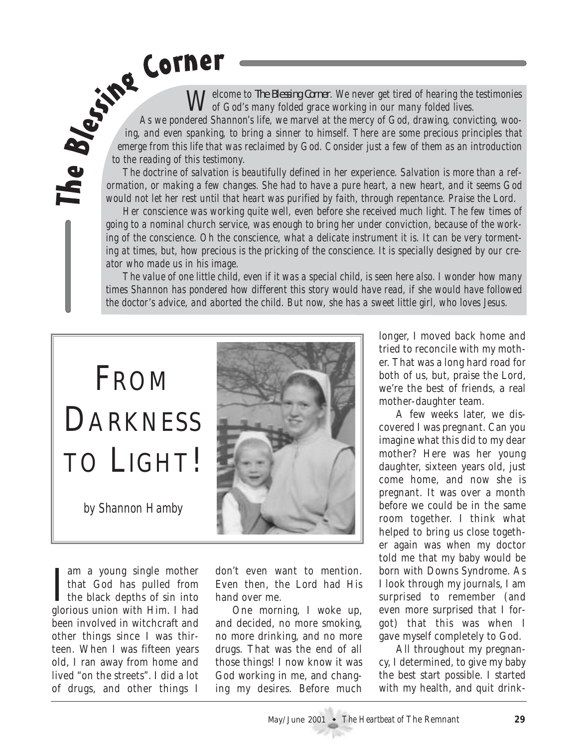# The Blessing Corner

*Welcome to* **The Blessing Corner**. *We never get tired of hearing the testimonies of God's many folded grace working in our many folded lives.*

*As we pondered Shannon's life, we marvel at the mercy of God, drawing, convicting, wooing, and even spanking, to bring a sinner to himself. There are some precious principles that emerge from this life that was reclaimed by God. Consider just a few of them as an introduction to the reading of this testimony.*

*The doctrine of salvation is beautifully defined in her experience. Salvation is more than a reformation, or making a few changes. She had to have a pure heart, a new heart, and it seems God would not let her rest until that heart was purified by faith, through repentance. Praise the Lord.*

*Her conscience was working quite well, even before she received much light. The few times of going to a nominal church service, was enough to bring her under conviction, because of the working of the conscience. Oh the conscience, what a delicate instrument it is. It can be very tormenting at times, but, how precious is the pricking of the conscience. It is specially designed by our creator who made us in his image.*

*The value of one little child, even if it was a special child, is seen here also. I wonder how many times Shannon has pondered how different this story would have read, if she would have followed the doctor's advice, and aborted the child. But now, she has a sweet little girl, who loves Jesus.*

## From Darkness to Light!

by Shannon Hamby

I am a young single mother that God has pulled from the black depths of sin into glorious union with Him. I had been involved in witchcraft and other things since I was thirteen. When I was fifteen years old, I ran away from home and lived "on the streets". I did a lot of drugs, and other things I don't even want to mention. Even then, the Lord had His hand over me.

One morning, I woke up, and decided, no more smoking, no more drinking, and no more drugs. That was the end of all those things! I now know it was God working in me, and changing my desires. Before much longer, I moved back home and tried to reconcile with my mother. That was a long hard road for both of us, but, praise the Lord, we're the best of friends, a real mother-daughter team.

A few weeks later, we discovered I was pregnant. Can you imagine what this did to my dear mother? Here was her young daughter, sixteen years old, just come home, and now she is pregnant. It was over a month before we could be in the same room together. I think what helped to bring us close together again was when my doctor told me that my baby would be born with Downs Syndrome. As I look through my journals, I am surprised to remember (and even more surprised that I forgot) that this was when I gave myself completely to God.

All throughout my pregnancy, I determined, to give my baby the best start possible. I started with my health, and quit drink-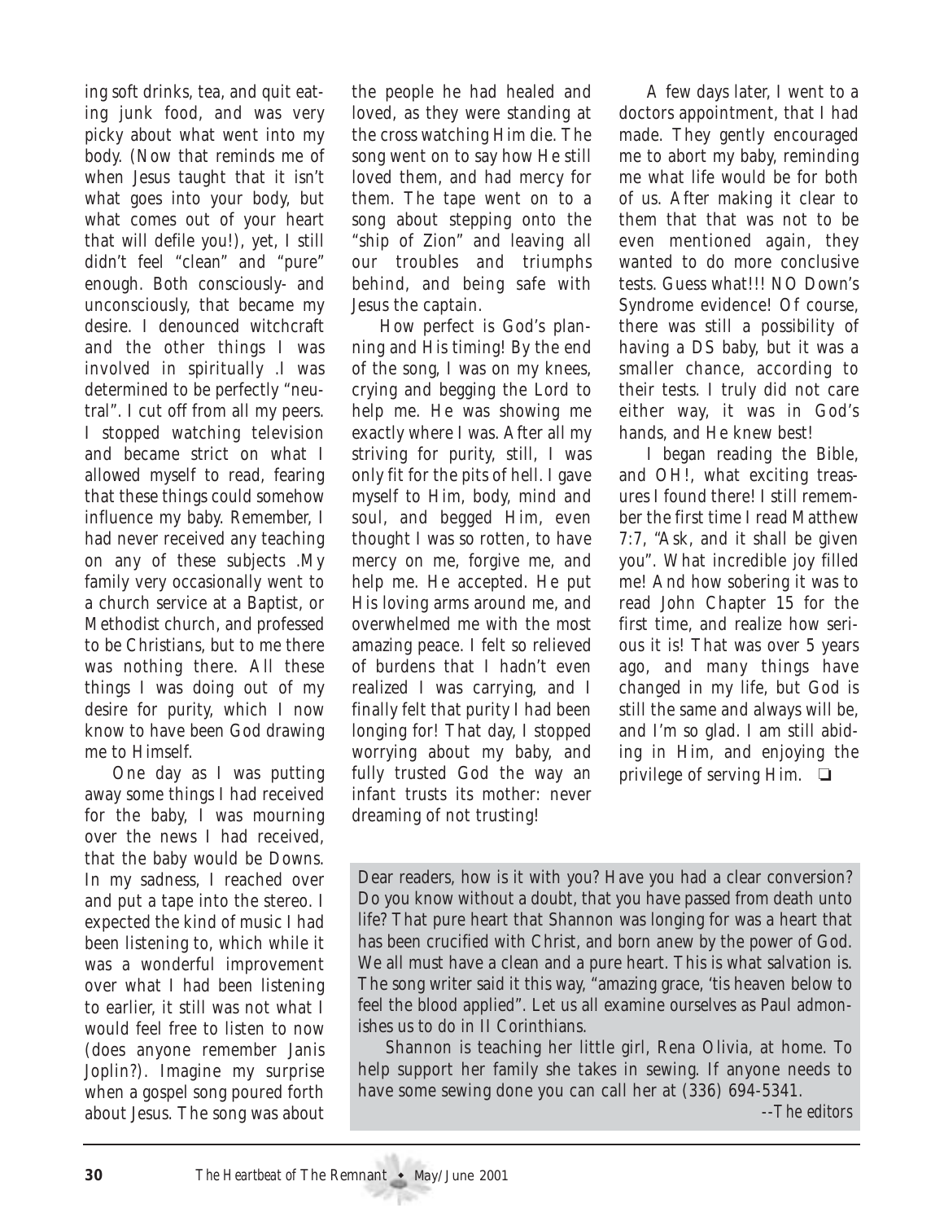ing soft drinks, tea, and quit eating junk food, and was very picky about what went into my body. (Now that reminds me of when Jesus taught that it isn't what goes into your body, but what comes out of your heart that will defile you!), yet, I still didn't feel "clean" and "pure" enough. Both consciously- and unconsciously, that became my desire. I denounced witchcraft and the other things I was involved in spiritually .I was determined to be perfectly "neutral". I cut off from all my peers. I stopped watching television and became strict on what I allowed myself to read, fearing that these things could somehow influence my baby. Remember, I had never received any teaching on any of these subjects .My family very occasionally went to a church service at a Baptist, or Methodist church, and professed to be Christians, but to me there was nothing there. All these things I was doing out of my desire for purity, which I now know to have been God drawing me to Himself.

One day as I was putting away some things I had received for the baby, I was mourning over the news I had received, that the baby would be Downs. In my sadness, I reached over and put a tape into the stereo. I expected the kind of music I had been listening to, which while it was a wonderful improvement over what I had been listening to earlier, it still was not what I would feel free to listen to now (does anyone remember Janis Joplin?). Imagine my surprise when a gospel song poured forth about Jesus. The song was about the people he had healed and loved, as they were standing at the cross watching Him die. The song went on to say how He still loved them, and had mercy for them. The tape went on to a song about stepping onto the "ship of Zion" and leaving all our troubles and triumphs behind, and being safe with Jesus the captain.

How perfect is God's planning and His timing! By the end of the song, I was on my knees, crying and begging the Lord to help me. He was showing me exactly where I was. After all my striving for purity, still, I was only fit for the pits of hell. I gave myself to Him, body, mind and soul, and begged Him, even thought I was so rotten, to have mercy on me, forgive me, and help me. He accepted. He put His loving arms around me, and overwhelmed me with the most amazing peace. I felt so relieved of burdens that I hadn't even realized I was carrying, and I finally felt that purity I had been longing for! That day, I stopped worrying about my baby, and fully trusted God the way an infant trusts its mother: never dreaming of not trusting!

A few days later, I went to a doctors appointment, that I had made. They gently encouraged me to abort my baby, reminding me what life would be for both of us. After making it clear to them that that was not to be even mentioned again, they wanted to do more conclusive tests. Guess what!!! NO Down's Syndrome evidence! Of course, there was still a possibility of having a DS baby, but it was a smaller chance, according to their tests. I truly did not care either way, it was in God's hands, and He knew best!

I began reading the Bible, and OH!, what exciting treasures I found there! I still remember the first time I read Matthew 7:7, "Ask, and it shall be given you". What incredible joy filled me! And how sobering it was to read John Chapter 15 for the first time, and realize how serious it is! That was over 5 years ago, and many things have changed in my life, but God is still the same and always will be, and I'm so glad. I am still abiding in Him, and enjoying the privilege of serving Him. ❑

Dear readers, how is it with you? Have you had a clear conversion? Do you know without a doubt, that you have passed from death unto life? That pure heart that Shannon was longing for was a heart that has been crucified with Christ, and born anew by the power of God. We all must have a clean and a pure heart. This is what salvation is. The song writer said it this way, "amazing grace, 'tis heaven below to feel the blood applied". Let us all examine ourselves as Paul admonishes us to do in II Corinthians.

Shannon is teaching her little girl, Rena Olivia, at home. To help support her family she takes in sewing. If anyone needs to have some sewing done you can call her at (336) 694-5341.

*--The editors*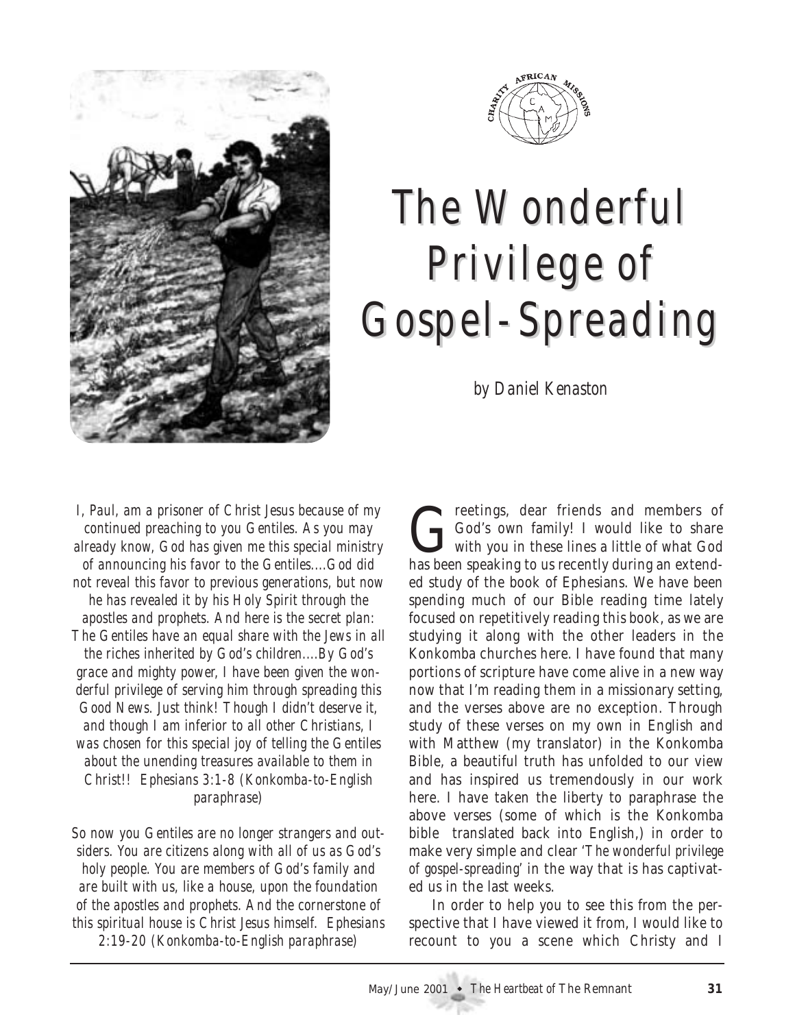# The Wonderful Privilege of Gospel-Spreading

*by Daniel Kenaston*

*I, Paul, am a prisoner of Christ Jesus because of my continued preaching to you Gentiles. As you may already know, God has given me this special ministry of announcing his favor to the Gentiles....God did not reveal this favor to previous generations, but now he has revealed it by his Holy Spirit through the apostles and prophets. And here is the secret plan: The Gentiles have an equal share with the Jews in all the riches inherited by God's children....By God's grace and mighty power, I have been given the wonderful privilege of serving him through spreading this Good News. Just think! Though I didn't deserve it, and though I am inferior to all other Christians, I was chosen for this special joy of telling the Gentiles about the unending treasures available to them in Christ!! Ephesians 3:1-8 (Konkomba-to-English paraphrase)*

*So now you Gentiles are no longer strangers and outsiders. You are citizens along with all of us as God's holy people. You are members of God's family and are built with us, like a house, upon the foundation of the apostles and prophets. And the cornerstone of this spiritual house is Christ Jesus himself. Ephesians 2:19-20 (Konkomba-to-English paraphrase)*

Greetings, dear friends and members of God's own family! I would like to share with you in these lines a little of what God has been speaking to us recently during an extended study of the book of Ephesians. We have been spending much of our Bible reading time lately focused on repetitively reading this book, as we are studying it along with the other leaders in the Konkomba churches here. I have found that many portions of scripture have come alive in a new way now that I'm reading them in a missionary setting, and the verses above are no exception. Through study of these verses on my own in English and with Matthew (my translator) in the Konkomba Bible, a beautiful truth has unfolded to our view and has inspired us tremendously in our work here. I have taken the liberty to paraphrase the above verses (some of which is the Konkomba bible translated back into English,) in order to make very simple and clear '*The wonderful privilege of gospel-spreading*' in the way that is has captivated us in the last weeks.

In order to help you to see this from the perspective that I have viewed it from, I would like to recount to you a scene which Christy and I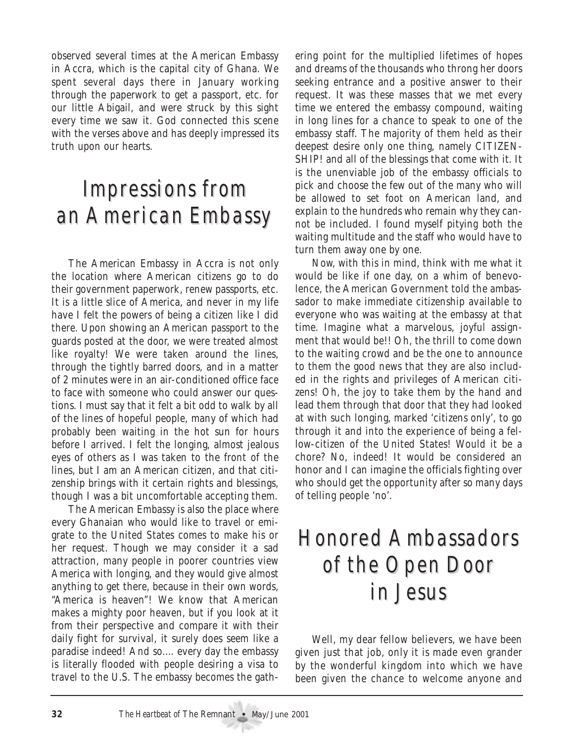observed several times at the American Embassy in Accra, which is the capital city of Ghana. We spent several days there in January working through the paperwork to get a passport, etc. for our little Abigail, and were struck by this sight every time we saw it. God connected this scene with the verses above and has deeply impressed its truth upon our hearts.

## Impressions from an American Embassy

The American Embassy in Accra is not only the location where American citizens go to do their government paperwork, renew passports, etc. It is a little slice of America, and never in my life have I felt the powers of being a citizen like I did there. Upon showing an American passport to the guards posted at the door, we were treated almost like royalty! We were taken around the lines, through the tightly barred doors, and in a matter of 2 minutes were in an air-conditioned office face to face with someone who could answer our questions. I must say that it felt a bit odd to walk by all of the lines of hopeful people, many of which had probably been waiting in the hot sun for hours before I arrived. I felt the longing, almost jealous eyes of others as I was taken to the front of the lines, but I am an American citizen, and that citizenship brings with it certain rights and blessings, though I was a bit uncomfortable accepting them.

The American Embassy is also the place where every Ghanaian who would like to travel or emigrate to the United States comes to make his or her request. Though we may consider it a sad attraction, many people in poorer countries view America with longing, and they would give almost anything to get there, because in their own words, "America is heaven"! We know that American makes a mighty poor heaven, but if you look at it from their perspective and compare it with their daily fight for survival, it surely does seem like a paradise indeed! And so.... every day the embassy is literally flooded with people desiring a visa to travel to the U.S. The embassy becomes the gathering point for the multiplied lifetimes of hopes and dreams of the thousands who throng her doors seeking entrance and a positive answer to their request. It was these masses that we met every time we entered the embassy compound, waiting in long lines for a chance to speak to one of the embassy staff. The majority of them held as their deepest desire only one thing, namely CITIZENSHIP! and all of the blessings that come with it. It is the unenviable job of the embassy officials to pick and choose the few out of the many who will be allowed to set foot on American land, and explain to the hundreds who remain why they cannot be included. I found myself pitying both the waiting multitude and the staff who would have to turn them away one by one.

Now, with this in mind, think with me what it would be like if one day, on a whim of benevolence, the American Government told the ambassador to make immediate citizenship available to everyone who was waiting at the embassy at that time. Imagine what a marvelous, joyful assignment that would be!! Oh, the thrill to come down to the waiting crowd and be the one to announce to them the good news that they are also included in the rights and privileges of American citizens! Oh, the joy to take them by the hand and lead them through that door that they had looked at with such longing, marked 'citizens only', to go through it and into the experience of being a fellow-citizen of the United States! Would it be a chore? No, indeed! It would be considered an honor and I can imagine the officials fighting over who should get the opportunity after so many days of telling people 'no'.

## Honored Ambassadors of the Open Door in Jesus

Well, my dear fellow believers, we have been given just that job, only it is made even grander by the wonderful kingdom into which we have been given the chance to welcome anyone and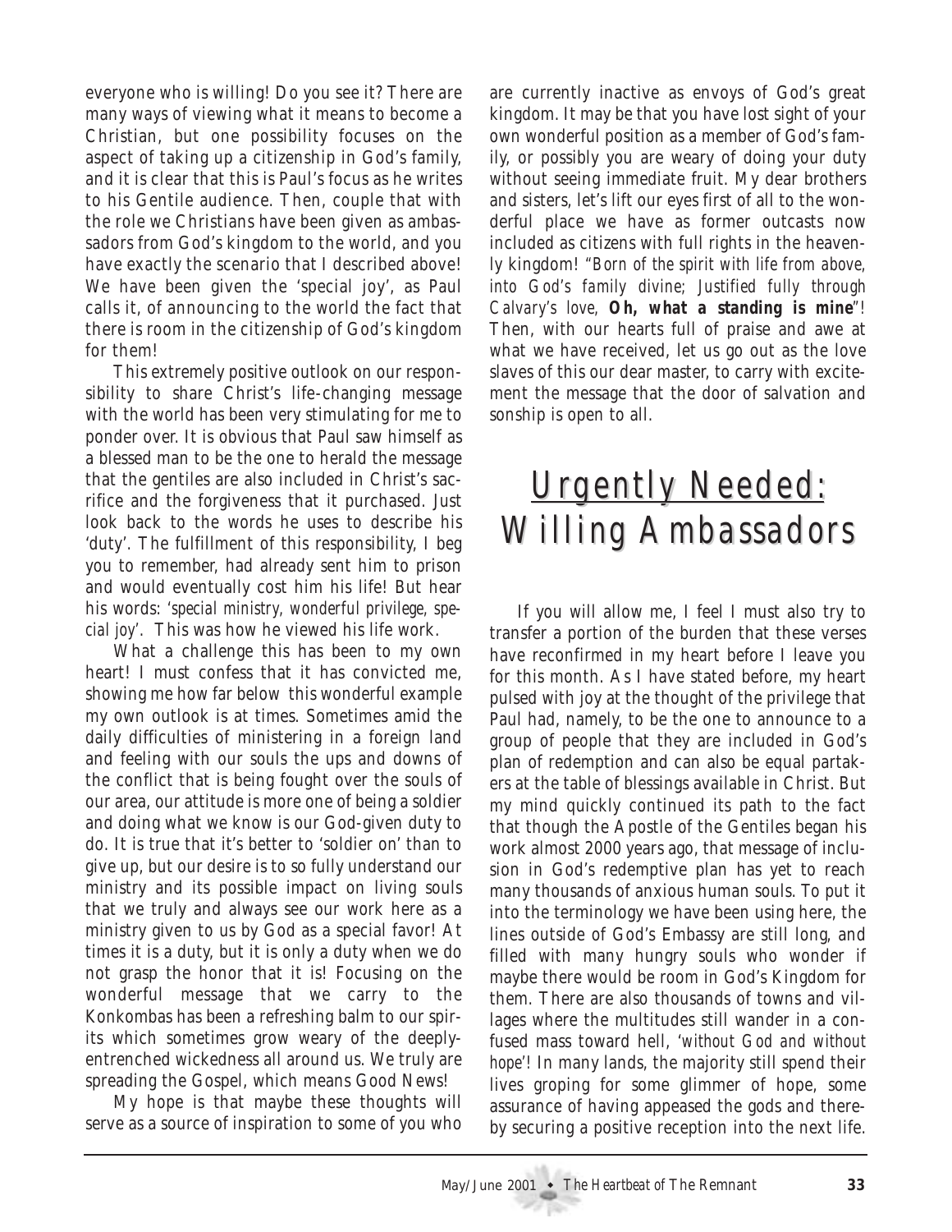everyone who is willing! Do you see it? There are many ways of viewing what it means to become a Christian, but one possibility focuses on the aspect of taking up a citizenship in God's family, and it is clear that this is Paul's focus as he writes to his Gentile audience. Then, couple that with the role we Christians have been given as ambassadors from God's kingdom to the world, and you have exactly the scenario that I described above! We have been given the 'special joy', as Paul calls it, of announcing to the world the fact that there is room in the citizenship of God's kingdom for them!

This extremely positive outlook on our responsibility to share Christ's life-changing message with the world has been very stimulating for me to ponder over. It is obvious that Paul saw himself as a blessed man to be the one to herald the message that the gentiles are also included in Christ's sacrifice and the forgiveness that it purchased. Just look back to the words he uses to describe his 'duty'. The fulfillment of this responsibility, I beg you to remember, had already sent him to prison and would eventually cost him his life! But hear his words: '*special ministry, wonderful privilege, special joy*'. This was how he viewed his life work.

What a challenge this has been to my own heart! I must confess that it has convicted me, showing me how far below this wonderful example my own outlook is at times. Sometimes amid the daily difficulties of ministering in a foreign land and feeling with our souls the ups and downs of the conflict that is being fought over the souls of our area, our attitude is more one of being a soldier and doing what we know is our God-given duty to do. It is true that it's better to 'soldier on' than to give up, but our desire is to so fully understand our ministry and its possible impact on living souls that we truly and always see our work here as a ministry given to us by God as a special favor! At times it is a duty, but it is only a duty when we do not grasp the honor that it is! Focusing on the wonderful message that we carry to the Konkombas has been a refreshing balm to our spirits which sometimes grow weary of the deeply-entrenched wickedness all around us. We truly are spreading the Gospel, which means Good News!

My hope is that maybe these thoughts will serve as a source of inspiration to some of you who are currently inactive as envoys of God's great kingdom. It may be that you have lost sight of your own wonderful position as a member of God's family, or possibly you are weary of doing your duty without seeing immediate fruit. My dear brothers and sisters, let's lift our eyes first of all to the wonderful place we have as former outcasts now included as citizens with full rights in the heavenly kingdom! "*Born of the spirit with life from above, into God's family divine; Justified fully through Calvary's love,* **Oh, what a standing is mine**"! Then, with our hearts full of praise and awe at what we have received, let us go out as the love slaves of this our dear master, to carry with excitement the message that the door of salvation and sonship is open to all.

## Urgently Needed: Willing Ambassadors

If you will allow me, I feel I must also try to transfer a portion of the burden that these verses have reconfirmed in my heart before I leave you for this month. As I have stated before, my heart pulsed with joy at the thought of the privilege that Paul had, namely, to be the one to announce to a group of people that they are included in God's plan of redemption and can also be equal partakers at the table of blessings available in Christ. But my mind quickly continued its path to the fact that though the Apostle of the Gentiles began his work almost 2000 years ago, that message of inclusion in God's redemptive plan has yet to reach many thousands of anxious human souls. To put it into the terminology we have been using here, the lines outside of God's Embassy are still long, and filled with many hungry souls who wonder if maybe there would be room in God's Kingdom for them. There are also thousands of towns and villages where the multitudes still wander in a confused mass toward hell, '*without God and without hope*'! In many lands, the majority still spend their lives groping for some glimmer of hope, some assurance of having appeased the gods and thereby securing a positive reception into the next life.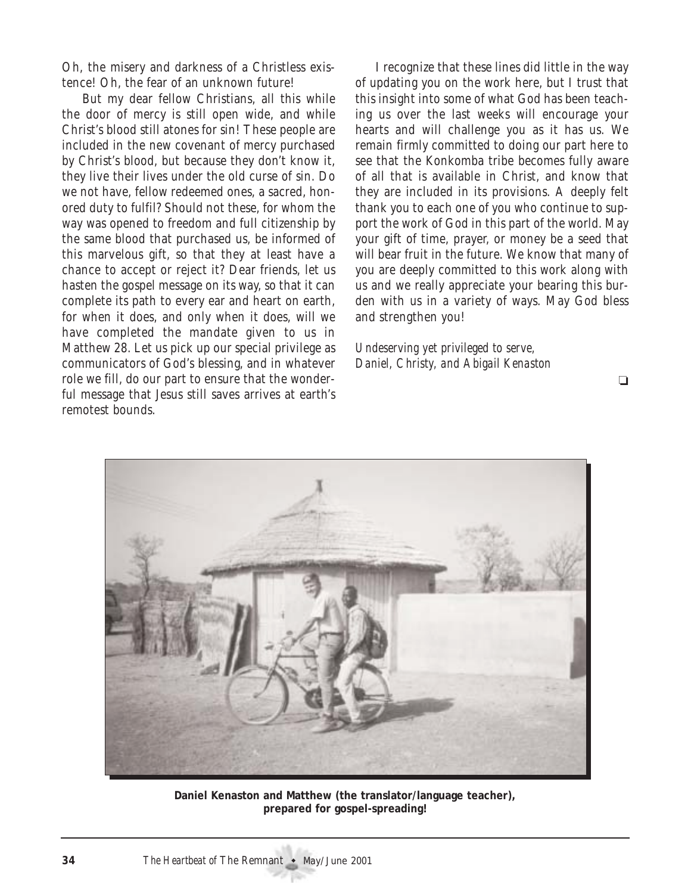Oh, the misery and darkness of a Christless existence! Oh, the fear of an unknown future!

But my dear fellow Christians, all this while the door of mercy is still open wide, and while Christ's blood still atones for sin! These people are included in the new covenant of mercy purchased by Christ's blood, but because they don't know it, they live their lives under the old curse of sin. Do we not have, fellow redeemed ones, a sacred, honored duty to fulfil? Should not these, for whom the way was opened to freedom and full citizenship by the same blood that purchased us, be informed of this marvelous gift, so that they at least have a chance to accept or reject it? Dear friends, let us hasten the gospel message on its way, so that it can complete its path to every ear and heart on earth, for when it does, and only when it does, will we have completed the mandate given to us in Matthew 28. Let us pick up our special privilege as communicators of God's blessing, and in whatever role we fill, do our part to ensure that the wonderful message that Jesus still saves arrives at earth's remotest bounds.

I recognize that these lines did little in the way of updating you on the work here, but I trust that this insight into some of what God has been teaching us over the last weeks will encourage your hearts and will challenge you as it has us. We remain firmly committed to doing our part here to see that the Konkomba tribe becomes fully aware of all that is available in Christ, and know that they are included in its provisions. A deeply felt thank you to each one of you who continue to support the work of God in this part of the world. May your gift of time, prayer, or money be a seed that will bear fruit in the future. We know that many of you are deeply committed to this work along with us and we really appreciate your bearing this burden with us in a variety of ways. May God bless and strengthen you!

*Undeserving yet privileged to serve,*
*Daniel, Christy, and Abigail Kenaston*

❑

**Daniel Kenaston and Matthew (the translator/language teacher), prepared for gospel-spreading!**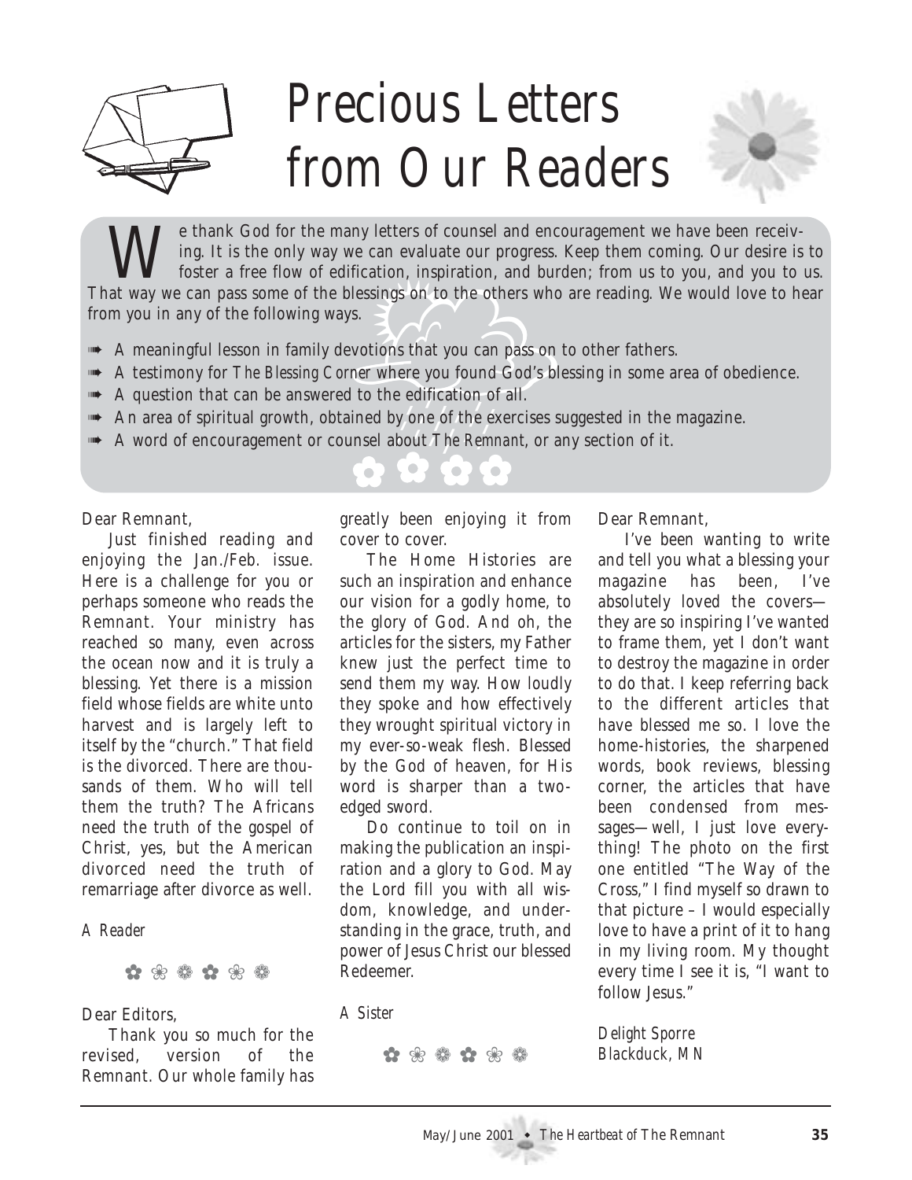# Precious Letters from Our Readers

We thank God for the many letters of counsel and encouragement we have been receiving. It is the only way we can evaluate our progress. Keep them coming. Our desire is to foster a free flow of edification, inspiration, and burden; from us to you, and you to us. That way we can pass some of the blessings on to the others who are reading. We would love to hear from you in any of the following ways.

- A meaningful lesson in family devotions that you can pass on to other fathers.
- A testimony for *The Blessing Corner* where you found God's blessing in some area of obedience.
- A question that can be answered to the edification of all.
- An area of spiritual growth, obtained by one of the exercises suggested in the magazine.
- A word of encouragement or counsel about *The Remnant*, or any section of it.

Dear Remnant,

Just finished reading and enjoying the Jan./Feb. issue. Here is a challenge for you or perhaps someone who reads the Remnant. Your ministry has reached so many, even across the ocean now and it is truly a blessing. Yet there is a mission field whose fields are white unto harvest and is largely left to itself by the "church." That field is the divorced. There are thousands of them. Who will tell them the truth? The Africans need the truth of the gospel of Christ, yes, but the American divorced need the truth of remarriage after divorce as well.

*A Reader*

✿ ❀ ❁ ✿ ❀ ❁

Dear Editors,

Thank you so much for the revised, version of the Remnant. Our whole family has greatly been enjoying it from cover to cover.

The Home Histories are such an inspiration and enhance our vision for a godly home, to the glory of God. And oh, the articles for the sisters, my Father knew just the perfect time to send them my way. How loudly they spoke and how effectively they wrought spiritual victory in my ever-so-weak flesh. Blessed by the God of heaven, for His word is sharper than a two-edged sword.

Do continue to toil on in making the publication an inspiration and a glory to God. May the Lord fill you with all wisdom, knowledge, and understanding in the grace, truth, and power of Jesus Christ our blessed Redeemer.

*A Sister*

✿ ❀ ❁ ✿ ❀ ❁

Dear Remnant,

I've been wanting to write and tell you what a blessing your magazine has been, I've absolutely loved the covers—they are so inspiring I've wanted to frame them, yet I don't want to destroy the magazine in order to do that. I keep referring back to the different articles that have blessed me so. I love the home-histories, the sharpened words, book reviews, blessing corner, the articles that have been condensed from messages—well, I just love everything! The photo on the first one entitled "The Way of the Cross," I find myself so drawn to that picture – I would especially love to have a print of it to hang in my living room. My thought every time I see it is, "I want to follow Jesus."

*Delight Sporre*
*Blackduck, MN*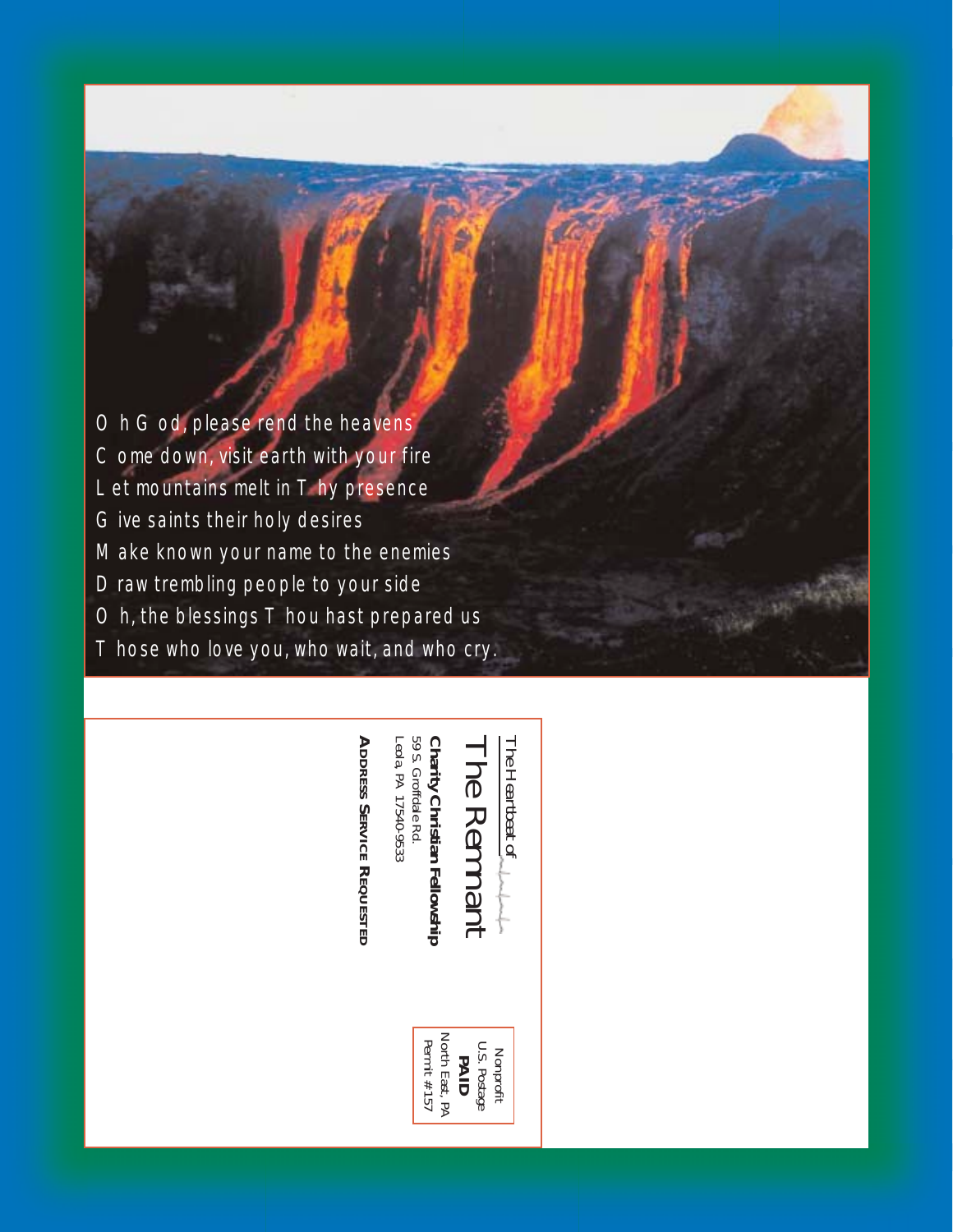Oh God, please rend the heavens
Come down, visit earth with your fire
Let mountains melt in Thy presence
Give saints their holy desires
Make known your name to the enemies
Draw trembling people to your side
Oh, the blessings Thou hast prepared us
Those who love you, who wait, and who cry.

The Heartbeat of

The Remnant

**Charity Christian Fellowship**
59 S. Groffdale Rd.
Leola PA 17540-9533

**ADDRESS SERVICE REQUESTED**

Nonprofit
U.S. Postage
**PAID**
North East, PA
Permit #157